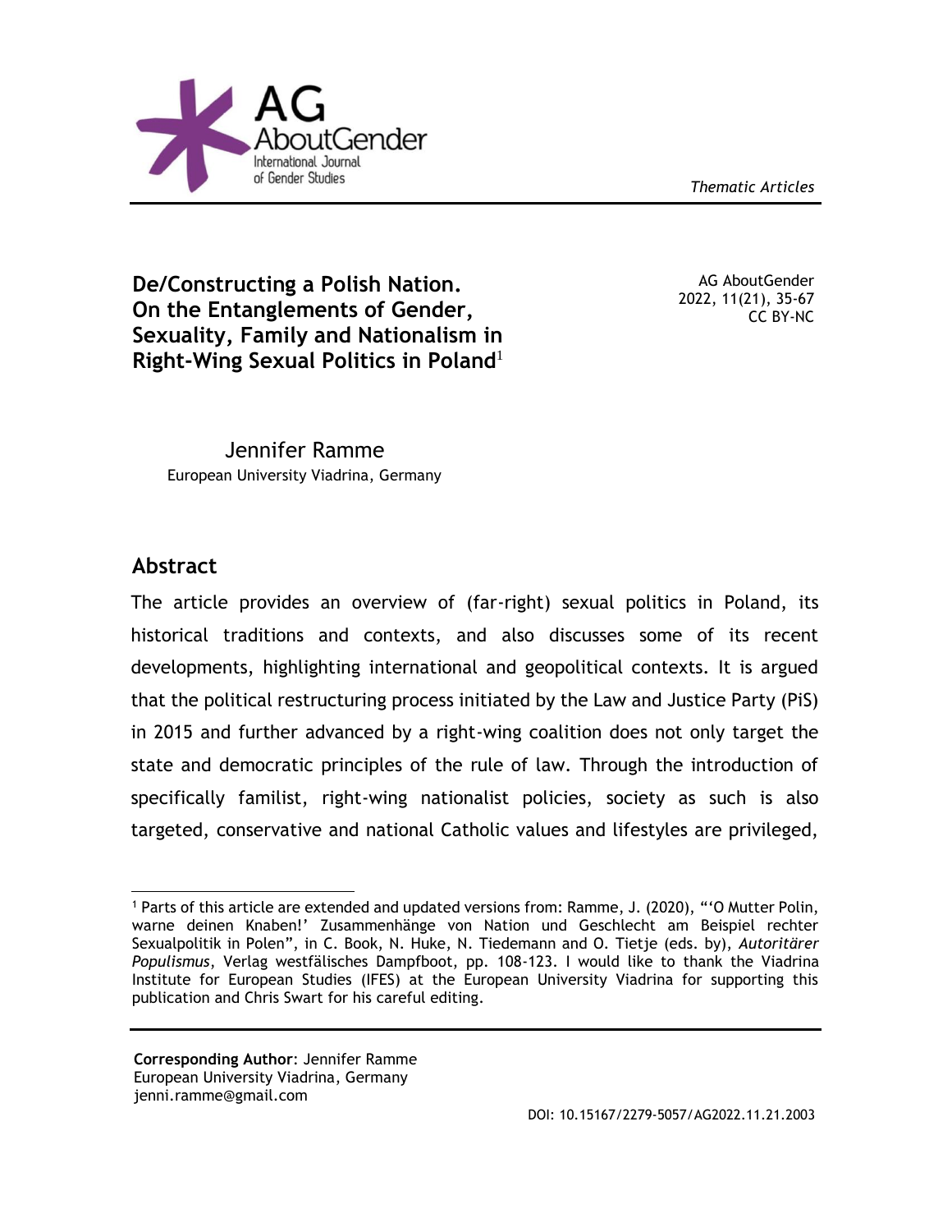# De/Constructing a Polish Nation. On the Entanglements of Gender, Sexuality, Family and Nationalism in Right-Wing Sexual Politics in Poland[1]

AG AboutGender
2022, 11(21), 35-67
CC BY-NC

*Thematic Articles*

**Jennifer Ramme**
European University Viadrina, Germany

## Abstract

The article provides an overview of (far-right) sexual politics in Poland, its historical traditions and contexts, and also discusses some of its recent developments, highlighting international and geopolitical contexts. It is argued that the political restructuring process initiated by the Law and Justice Party (PiS) in 2015 and further advanced by a right-wing coalition does not only target the state and democratic principles of the rule of law. Through the introduction of specifically familist, right-wing nationalist policies, society as such is also targeted, conservative and national Catholic values and lifestyles are privileged,

[1] Parts of this article are extended and updated versions from: Ramme, J. (2020), "'O Mutter Polin, warne deinen Knaben!' Zusammenhänge von Nation und Geschlecht am Beispiel rechter Sexualpolitik in Polen", in C. Book, N. Huke, N. Tiedemann and O. Tietje (eds. by), *Autoritärer Populismus*, Verlag westfälisches Dampfboot, pp. 108-123. I would like to thank the Viadrina Institute for European Studies (IFES) at the European University Viadrina for supporting this publication and Chris Swart for his careful editing.

**Corresponding Author**: Jennifer Ramme
European University Viadrina, Germany
jenni.ramme@gmail.com

DOI: 10.15167/2279-5057/AG2022.11.21.2003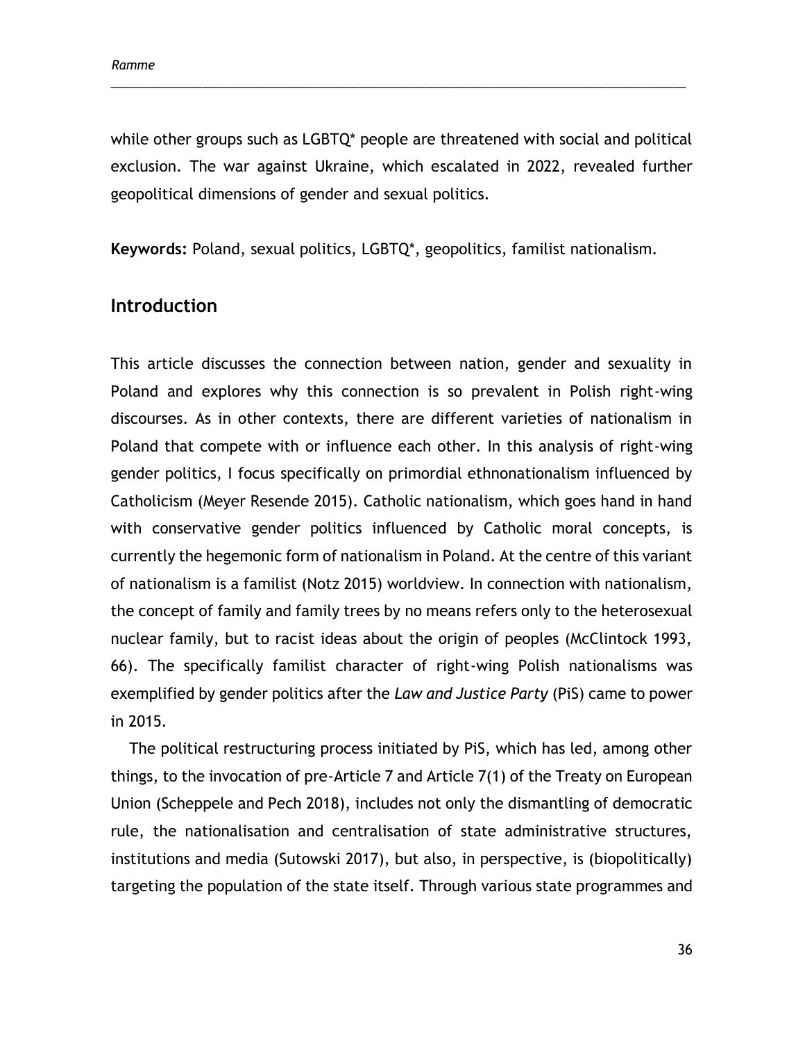while other groups such as LGBTQ* people are threatened with social and political exclusion. The war against Ukraine, which escalated in 2022, revealed further geopolitical dimensions of gender and sexual politics.

**Keywords:** Poland, sexual politics, LGBTQ*, geopolitics, familist nationalism.

## Introduction

This article discusses the connection between nation, gender and sexuality in Poland and explores why this connection is so prevalent in Polish right-wing discourses. As in other contexts, there are different varieties of nationalism in Poland that compete with or influence each other. In this analysis of right-wing gender politics, I focus specifically on primordial ethnonationalism influenced by Catholicism (Meyer Resende 2015). Catholic nationalism, which goes hand in hand with conservative gender politics influenced by Catholic moral concepts, is currently the hegemonic form of nationalism in Poland. At the centre of this variant of nationalism is a familist (Notz 2015) worldview. In connection with nationalism, the concept of family and family trees by no means refers only to the heterosexual nuclear family, but to racist ideas about the origin of peoples (McClintock 1993, 66). The specifically familist character of right-wing Polish nationalisms was exemplified by gender politics after the *Law and Justice Party* (PiS) came to power in 2015.

The political restructuring process initiated by PiS, which has led, among other things, to the invocation of pre-Article 7 and Article 7(1) of the Treaty on European Union (Scheppele and Pech 2018), includes not only the dismantling of democratic rule, the nationalisation and centralisation of state administrative structures, institutions and media (Sutowski 2017), but also, in perspective, is (biopolitically) targeting the population of the state itself. Through various state programmes and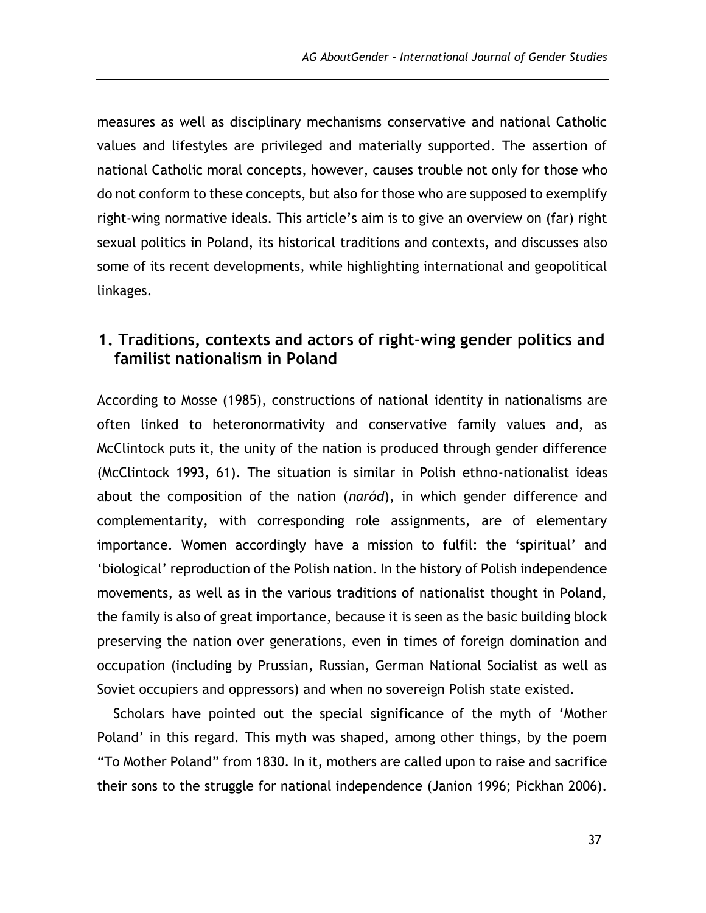measures as well as disciplinary mechanisms conservative and national Catholic values and lifestyles are privileged and materially supported. The assertion of national Catholic moral concepts, however, causes trouble not only for those who do not conform to these concepts, but also for those who are supposed to exemplify right-wing normative ideals. This article's aim is to give an overview on (far) right sexual politics in Poland, its historical traditions and contexts, and discusses also some of its recent developments, while highlighting international and geopolitical linkages.

## 1. Traditions, contexts and actors of right-wing gender politics and familist nationalism in Poland

According to Mosse (1985), constructions of national identity in nationalisms are often linked to heteronormativity and conservative family values and, as McClintock puts it, the unity of the nation is produced through gender difference (McClintock 1993, 61). The situation is similar in Polish ethno-nationalist ideas about the composition of the nation (*naród*), in which gender difference and complementarity, with corresponding role assignments, are of elementary importance. Women accordingly have a mission to fulfil: the 'spiritual' and 'biological' reproduction of the Polish nation. In the history of Polish independence movements, as well as in the various traditions of nationalist thought in Poland, the family is also of great importance, because it is seen as the basic building block preserving the nation over generations, even in times of foreign domination and occupation (including by Prussian, Russian, German National Socialist as well as Soviet occupiers and oppressors) and when no sovereign Polish state existed.

Scholars have pointed out the special significance of the myth of 'Mother Poland' in this regard. This myth was shaped, among other things, by the poem "To Mother Poland" from 1830. In it, mothers are called upon to raise and sacrifice their sons to the struggle for national independence (Janion 1996; Pickhan 2006).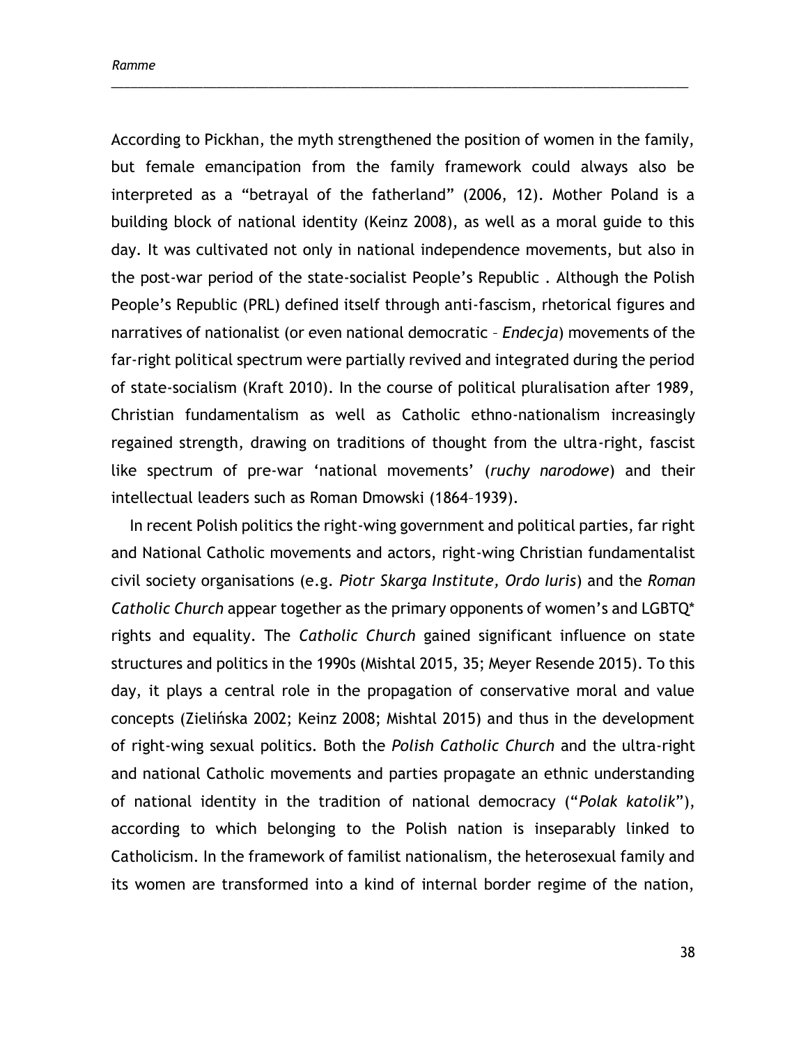According to Pickhan, the myth strengthened the position of women in the family, but female emancipation from the family framework could always also be interpreted as a "betrayal of the fatherland" (2006, 12). Mother Poland is a building block of national identity (Keinz 2008), as well as a moral guide to this day. It was cultivated not only in national independence movements, but also in the post-war period of the state-socialist People's Republic . Although the Polish People's Republic (PRL) defined itself through anti-fascism, rhetorical figures and narratives of nationalist (or even national democratic – *Endecja*) movements of the far-right political spectrum were partially revived and integrated during the period of state-socialism (Kraft 2010). In the course of political pluralisation after 1989, Christian fundamentalism as well as Catholic ethno-nationalism increasingly regained strength, drawing on traditions of thought from the ultra-right, fascist like spectrum of pre-war 'national movements' (*ruchy narodowe*) and their intellectual leaders such as Roman Dmowski (1864–1939).

In recent Polish politics the right-wing government and political parties, far right and National Catholic movements and actors, right-wing Christian fundamentalist civil society organisations (e.g. *Piotr Skarga Institute, Ordo Iuris*) and the *Roman Catholic Church* appear together as the primary opponents of women's and LGBTQ* rights and equality. The *Catholic Church* gained significant influence on state structures and politics in the 1990s (Mishtal 2015, 35; Meyer Resende 2015). To this day, it plays a central role in the propagation of conservative moral and value concepts (Zielińska 2002; Keinz 2008; Mishtal 2015) and thus in the development of right-wing sexual politics. Both the *Polish Catholic Church* and the ultra-right and national Catholic movements and parties propagate an ethnic understanding of national identity in the tradition of national democracy ("*Polak katolik*"), according to which belonging to the Polish nation is inseparably linked to Catholicism. In the framework of familist nationalism, the heterosexual family and its women are transformed into a kind of internal border regime of the nation,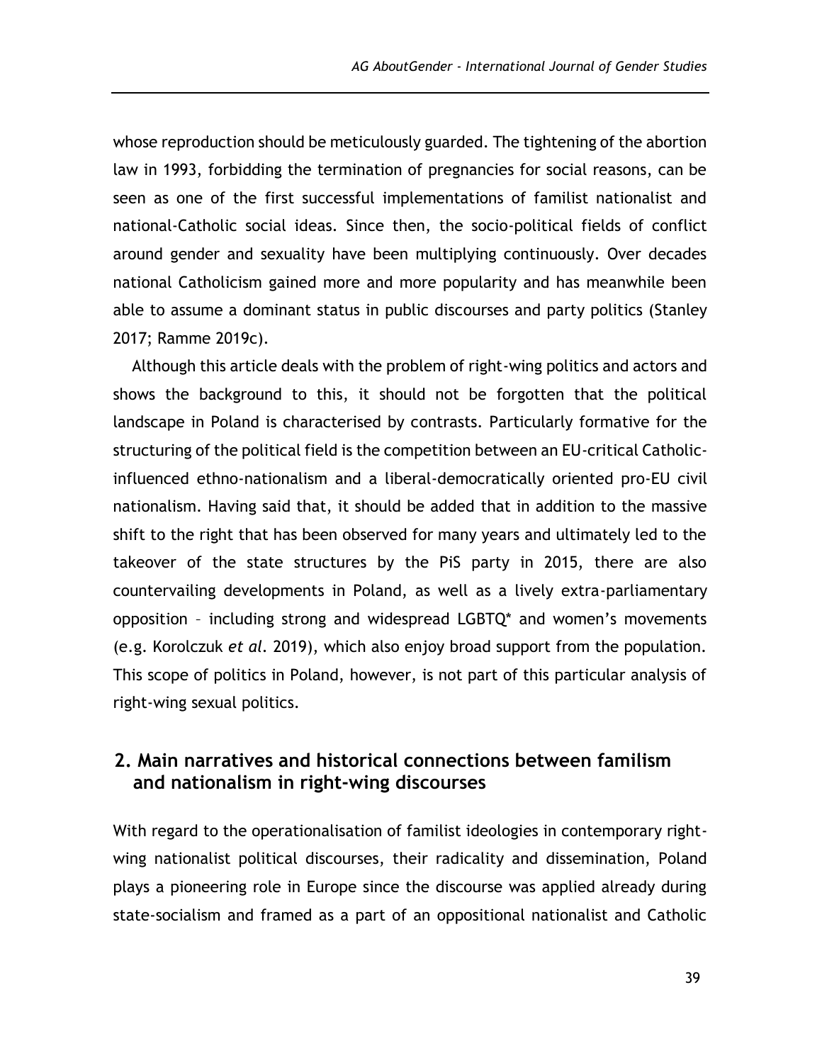whose reproduction should be meticulously guarded. The tightening of the abortion law in 1993, forbidding the termination of pregnancies for social reasons, can be seen as one of the first successful implementations of familist nationalist and national-Catholic social ideas. Since then, the socio-political fields of conflict around gender and sexuality have been multiplying continuously. Over decades national Catholicism gained more and more popularity and has meanwhile been able to assume a dominant status in public discourses and party politics (Stanley 2017; Ramme 2019c).

Although this article deals with the problem of right-wing politics and actors and shows the background to this, it should not be forgotten that the political landscape in Poland is characterised by contrasts. Particularly formative for the structuring of the political field is the competition between an EU-critical Catholic-influenced ethno-nationalism and a liberal-democratically oriented pro-EU civil nationalism. Having said that, it should be added that in addition to the massive shift to the right that has been observed for many years and ultimately led to the takeover of the state structures by the PiS party in 2015, there are also countervailing developments in Poland, as well as a lively extra-parliamentary opposition – including strong and widespread LGBTQ* and women's movements (e.g. Korolczuk *et al*. 2019), which also enjoy broad support from the population. This scope of politics in Poland, however, is not part of this particular analysis of right-wing sexual politics.

## 2. Main narratives and historical connections between familism and nationalism in right-wing discourses

With regard to the operationalisation of familist ideologies in contemporary right-wing nationalist political discourses, their radicality and dissemination, Poland plays a pioneering role in Europe since the discourse was applied already during state-socialism and framed as a part of an oppositional nationalist and Catholic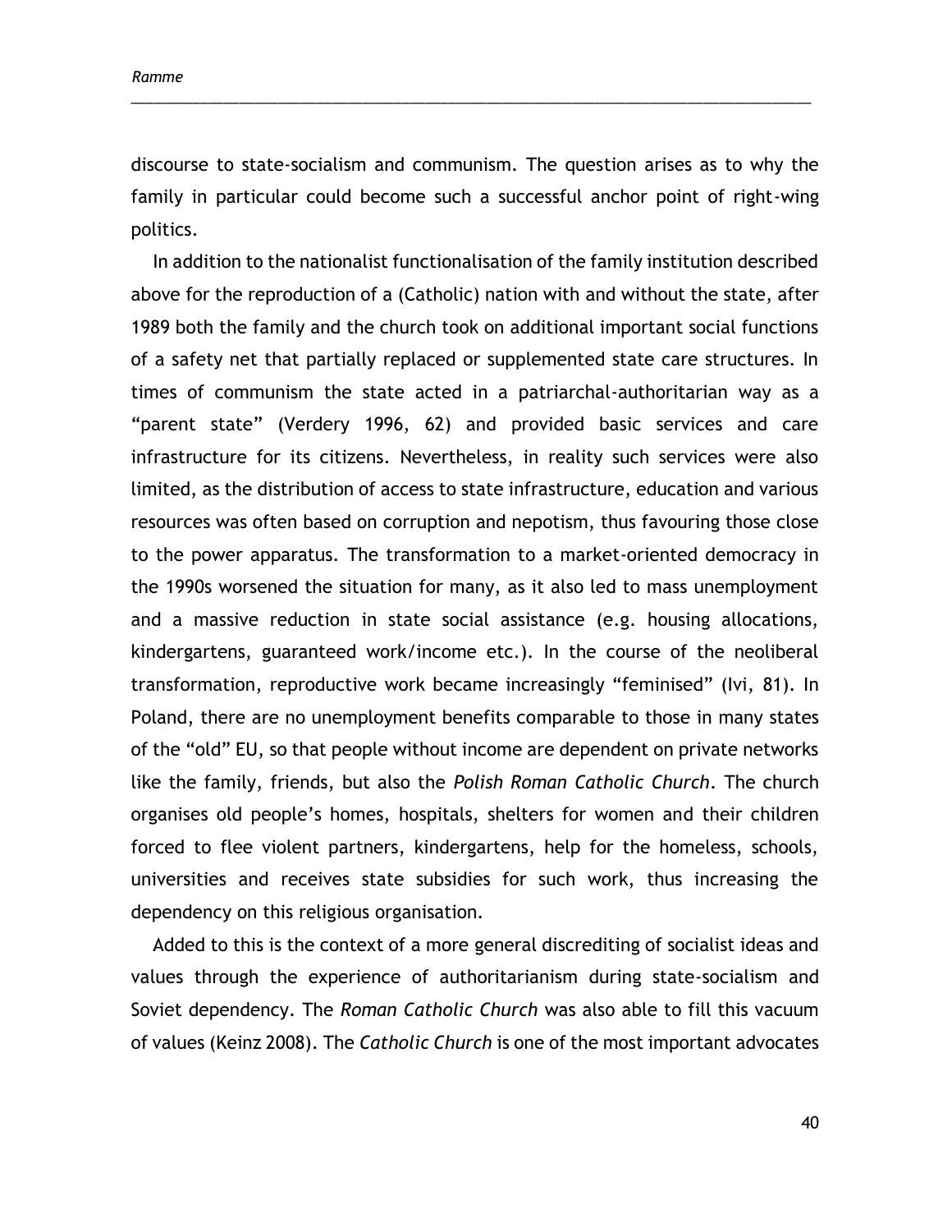discourse to state-socialism and communism. The question arises as to why the family in particular could become such a successful anchor point of right-wing politics.

In addition to the nationalist functionalisation of the family institution described above for the reproduction of a (Catholic) nation with and without the state, after 1989 both the family and the church took on additional important social functions of a safety net that partially replaced or supplemented state care structures. In times of communism the state acted in a patriarchal-authoritarian way as a "parent state" (Verdery 1996, 62) and provided basic services and care infrastructure for its citizens. Nevertheless, in reality such services were also limited, as the distribution of access to state infrastructure, education and various resources was often based on corruption and nepotism, thus favouring those close to the power apparatus. The transformation to a market-oriented democracy in the 1990s worsened the situation for many, as it also led to mass unemployment and a massive reduction in state social assistance (e.g. housing allocations, kindergartens, guaranteed work/income etc.). In the course of the neoliberal transformation, reproductive work became increasingly "feminised" (Ivi, 81). In Poland, there are no unemployment benefits comparable to those in many states of the "old" EU, so that people without income are dependent on private networks like the family, friends, but also the *Polish Roman Catholic Church*. The church organises old people's homes, hospitals, shelters for women and their children forced to flee violent partners, kindergartens, help for the homeless, schools, universities and receives state subsidies for such work, thus increasing the dependency on this religious organisation.

Added to this is the context of a more general discrediting of socialist ideas and values through the experience of authoritarianism during state-socialism and Soviet dependency. The *Roman Catholic Church* was also able to fill this vacuum of values (Keinz 2008). The *Catholic Church* is one of the most important advocates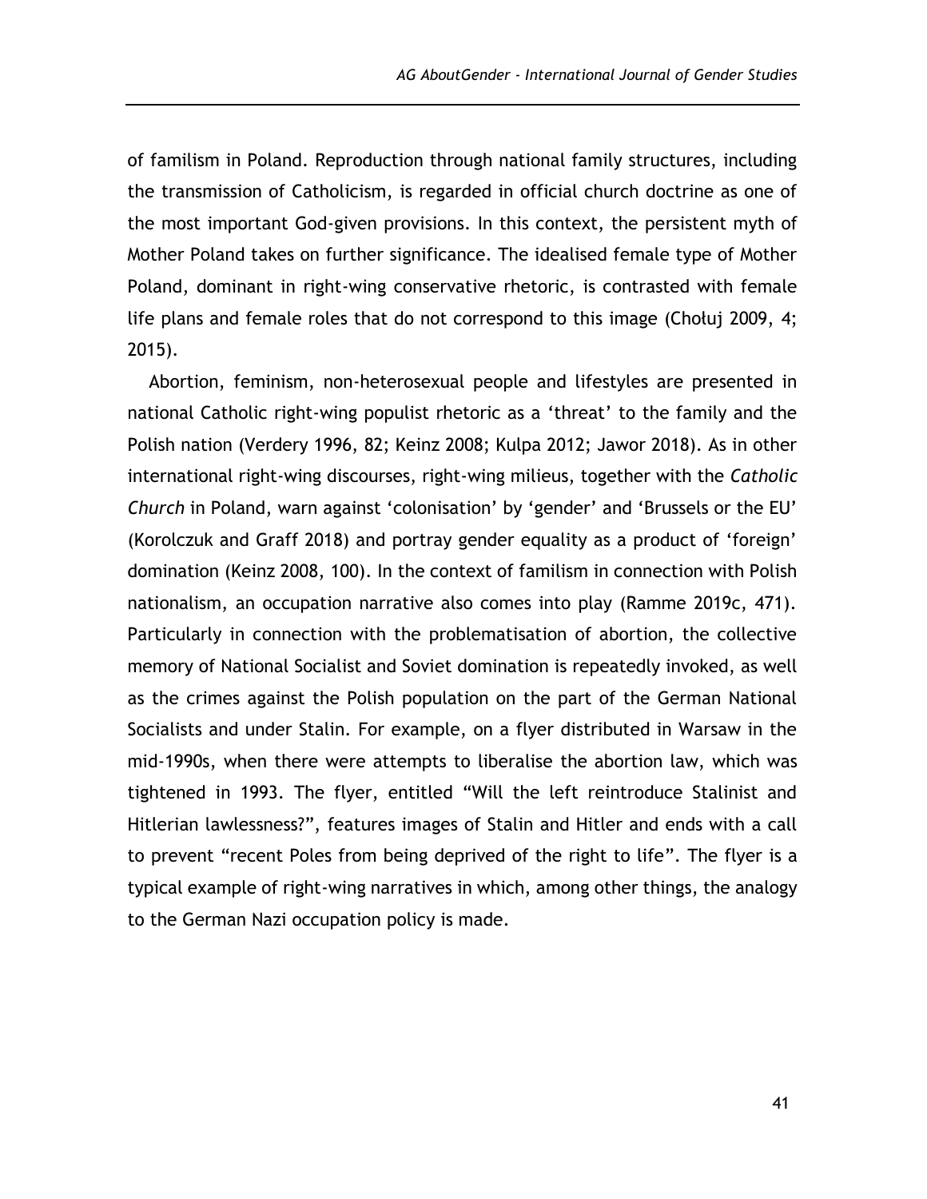of familism in Poland. Reproduction through national family structures, including the transmission of Catholicism, is regarded in official church doctrine as one of the most important God-given provisions. In this context, the persistent myth of Mother Poland takes on further significance. The idealised female type of Mother Poland, dominant in right-wing conservative rhetoric, is contrasted with female life plans and female roles that do not correspond to this image (Chołuj 2009, 4; 2015).

Abortion, feminism, non-heterosexual people and lifestyles are presented in national Catholic right-wing populist rhetoric as a 'threat' to the family and the Polish nation (Verdery 1996, 82; Keinz 2008; Kulpa 2012; Jawor 2018). As in other international right-wing discourses, right-wing milieus, together with the *Catholic Church* in Poland, warn against 'colonisation' by 'gender' and 'Brussels or the EU' (Korolczuk and Graff 2018) and portray gender equality as a product of 'foreign' domination (Keinz 2008, 100). In the context of familism in connection with Polish nationalism, an occupation narrative also comes into play (Ramme 2019c, 471). Particularly in connection with the problematisation of abortion, the collective memory of National Socialist and Soviet domination is repeatedly invoked, as well as the crimes against the Polish population on the part of the German National Socialists and under Stalin. For example, on a flyer distributed in Warsaw in the mid-1990s, when there were attempts to liberalise the abortion law, which was tightened in 1993. The flyer, entitled "Will the left reintroduce Stalinist and Hitlerian lawlessness?", features images of Stalin and Hitler and ends with a call to prevent "recent Poles from being deprived of the right to life". The flyer is a typical example of right-wing narratives in which, among other things, the analogy to the German Nazi occupation policy is made.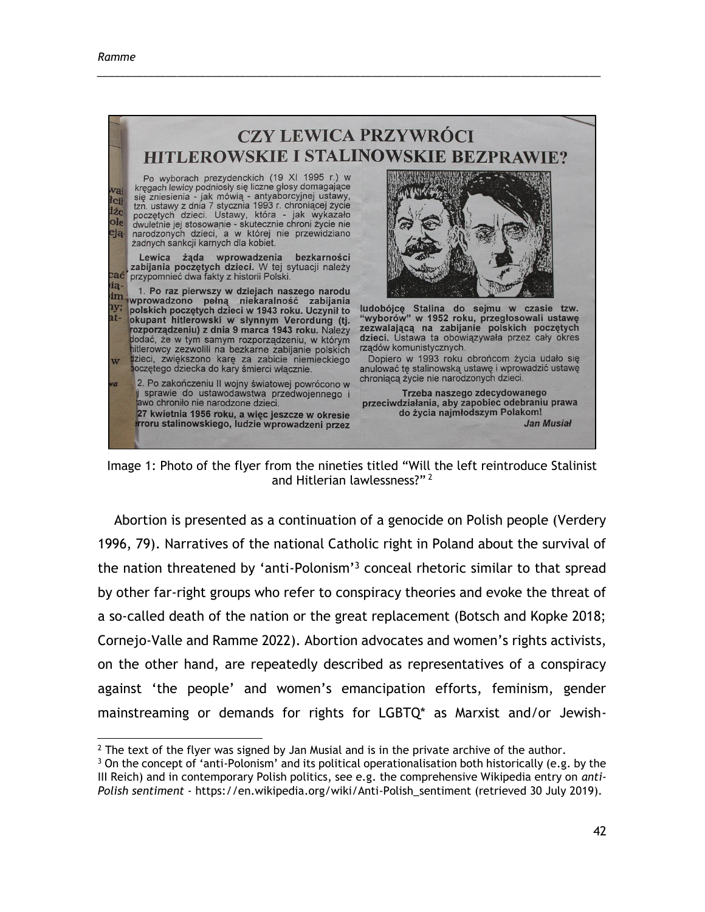Image 1: Photo of the flyer from the nineties titled "Will the left reintroduce Stalinist and Hitlerian lawlessness?" [2]

Abortion is presented as a continuation of a genocide on Polish people (Verdery 1996, 79). Narratives of the national Catholic right in Poland about the survival of the nation threatened by 'anti-Polonism'[3] conceal rhetoric similar to that spread by other far-right groups who refer to conspiracy theories and evoke the threat of a so-called death of the nation or the great replacement (Botsch and Kopke 2018; Cornejo-Valle and Ramme 2022). Abortion advocates and women's rights activists, on the other hand, are repeatedly described as representatives of a conspiracy against 'the people' and women's emancipation efforts, feminism, gender mainstreaming or demands for rights for LGBTQ* as Marxist and/or Jewish-

---

[2] The text of the flyer was signed by Jan Musial and is in the private archive of the author.

[3] On the concept of 'anti-Polonism' and its political operationalisation both historically (e.g. by the III Reich) and in contemporary Polish politics, see e.g. the comprehensive Wikipedia entry on *anti-Polish sentiment* - https://en.wikipedia.org/wiki/Anti-Polish_sentiment (retrieved 30 July 2019).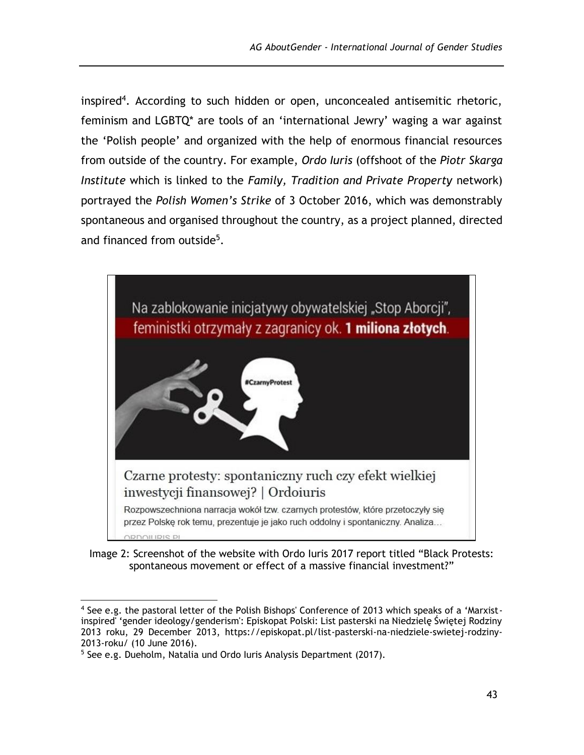inspired[4]. According to such hidden or open, unconcealed antisemitic rhetoric, feminism and LGBTQ* are tools of an 'international Jewry' waging a war against the 'Polish people' and organized with the help of enormous financial resources from outside of the country. For example, *Ordo Iuris* (offshoot of the *Piotr Skarga Institute* which is linked to the *Family, Tradition and Private Property* network) portrayed the *Polish Women's Strike* of 3 October 2016, which was demonstrably spontaneous and organised throughout the country, as a project planned, directed and financed from outside[5].

Image 2: Screenshot of the website with Ordo Iuris 2017 report titled "Black Protests: spontaneous movement or effect of a massive financial investment?"

[4] See e.g. the pastoral letter of the Polish Bishops' Conference of 2013 which speaks of a 'Marxist-inspired' 'gender ideology/genderism': Episkopat Polski: List pasterski na Niedzielę Świętej Rodziny 2013 roku, 29 December 2013, https://episkopat.pl/list-pasterski-na-niedziele-swietej-rodziny-2013-roku/ (10 June 2016).

[5] See e.g. Dueholm, Natalia und Ordo Iuris Analysis Department (2017).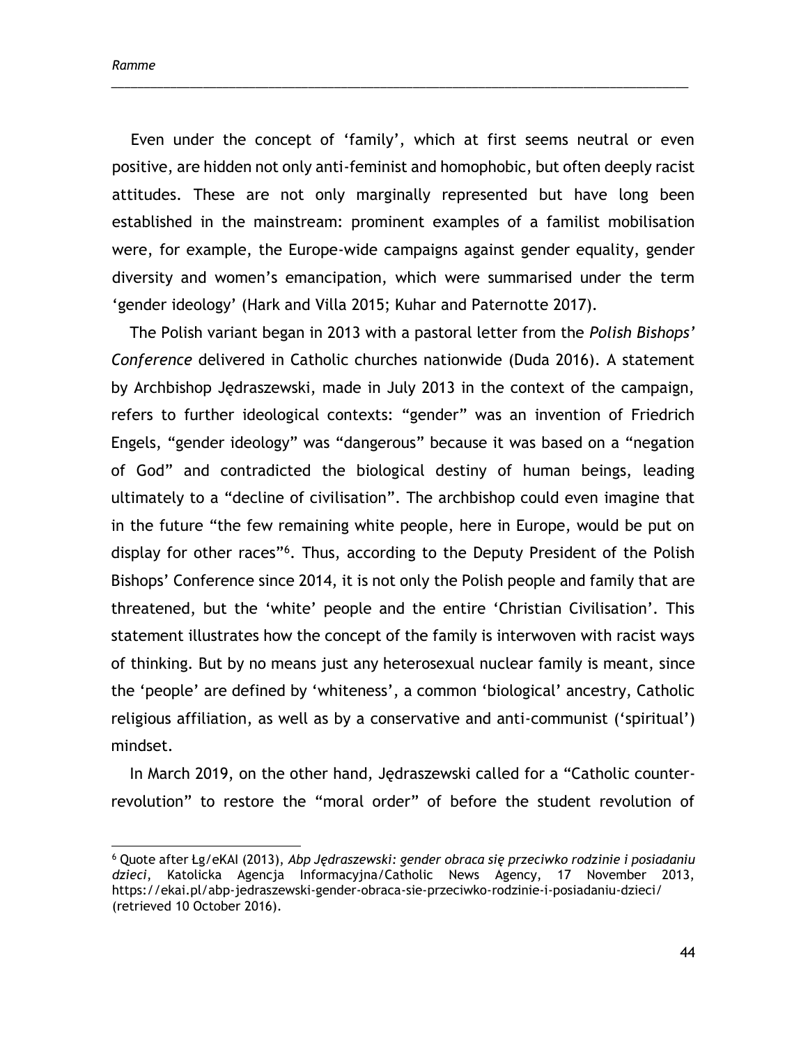Even under the concept of ‘family’, which at first seems neutral or even positive, are hidden not only anti-feminist and homophobic, but often deeply racist attitudes. These are not only marginally represented but have long been established in the mainstream: prominent examples of a familist mobilisation were, for example, the Europe-wide campaigns against gender equality, gender diversity and women’s emancipation, which were summarised under the term ‘gender ideology’ (Hark and Villa 2015; Kuhar and Paternotte 2017).

The Polish variant began in 2013 with a pastoral letter from the *Polish Bishops’ Conference* delivered in Catholic churches nationwide (Duda 2016). A statement by Archbishop Jędraszewski, made in July 2013 in the context of the campaign, refers to further ideological contexts: “gender” was an invention of Friedrich Engels, “gender ideology” was “dangerous” because it was based on a “negation of God” and contradicted the biological destiny of human beings, leading ultimately to a “decline of civilisation”. The archbishop could even imagine that in the future “the few remaining white people, here in Europe, would be put on display for other races”[6]. Thus, according to the Deputy President of the Polish Bishops’ Conference since 2014, it is not only the Polish people and family that are threatened, but the ‘white’ people and the entire ‘Christian Civilisation’. This statement illustrates how the concept of the family is interwoven with racist ways of thinking. But by no means just any heterosexual nuclear family is meant, since the ‘people’ are defined by ‘whiteness’, a common ‘biological’ ancestry, Catholic religious affiliation, as well as by a conservative and anti-communist (‘spiritual’) mindset.

In March 2019, on the other hand, Jędraszewski called for a “Catholic counter-revolution” to restore the “moral order” of before the student revolution of

---

[6] Quote after Łg/eKAI (2013), *Abp Jędraszewski: gender obraca się przeciwko rodzinie i posiadaniu dzieci*, Katolicka Agencja Informacyjna/Catholic News Agency, 17 November 2013, https://ekai.pl/abp-jedraszewski-gender-obraca-sie-przeciwko-rodzinie-i-posiadaniu-dzieci/ (retrieved 10 October 2016).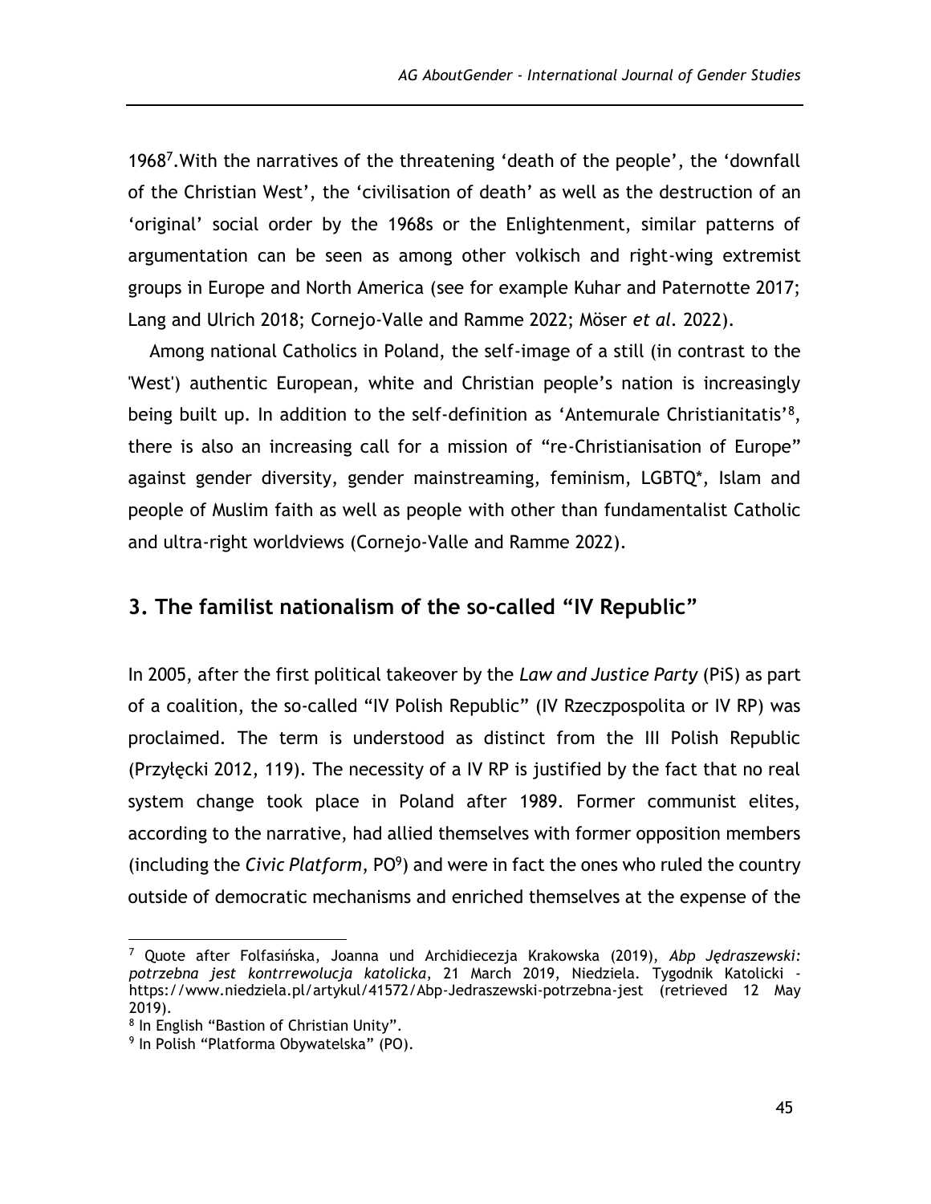1968[7].With the narratives of the threatening 'death of the people', the 'downfall of the Christian West', the 'civilisation of death' as well as the destruction of an 'original' social order by the 1968s or the Enlightenment, similar patterns of argumentation can be seen as among other volkisch and right-wing extremist groups in Europe and North America (see for example Kuhar and Paternotte 2017; Lang and Ulrich 2018; Cornejo-Valle and Ramme 2022; Möser *et al*. 2022).

Among national Catholics in Poland, the self-image of a still (in contrast to the 'West') authentic European, white and Christian people's nation is increasingly being built up. In addition to the self-definition as 'Antemurale Christianitatis'[8], there is also an increasing call for a mission of "re-Christianisation of Europe" against gender diversity, gender mainstreaming, feminism, LGBTQ*, Islam and people of Muslim faith as well as people with other than fundamentalist Catholic and ultra-right worldviews (Cornejo-Valle and Ramme 2022).

## 3. The familist nationalism of the so-called "IV Republic"

In 2005, after the first political takeover by the *Law and Justice Party* (PiS) as part of a coalition, the so-called "IV Polish Republic" (IV Rzeczpospolita or IV RP) was proclaimed. The term is understood as distinct from the III Polish Republic (Przyłęcki 2012, 119). The necessity of a IV RP is justified by the fact that no real system change took place in Poland after 1989. Former communist elites, according to the narrative, had allied themselves with former opposition members (including the *Civic Platform*, PO[9]) and were in fact the ones who ruled the country outside of democratic mechanisms and enriched themselves at the expense of the

---

[7] Quote after Folfasińska, Joanna und Archidiecezja Krakowska (2019), *Abp Jędraszewski: potrzebna jest kontrrewolucja katolicka*, 21 March 2019, Niedziela. Tygodnik Katolicki - https://www.niedziela.pl/artykul/41572/Abp-Jedraszewski-potrzebna-jest (retrieved 12 May 2019).

[8] In English "Bastion of Christian Unity".

[9] In Polish "Platforma Obywatelska" (PO).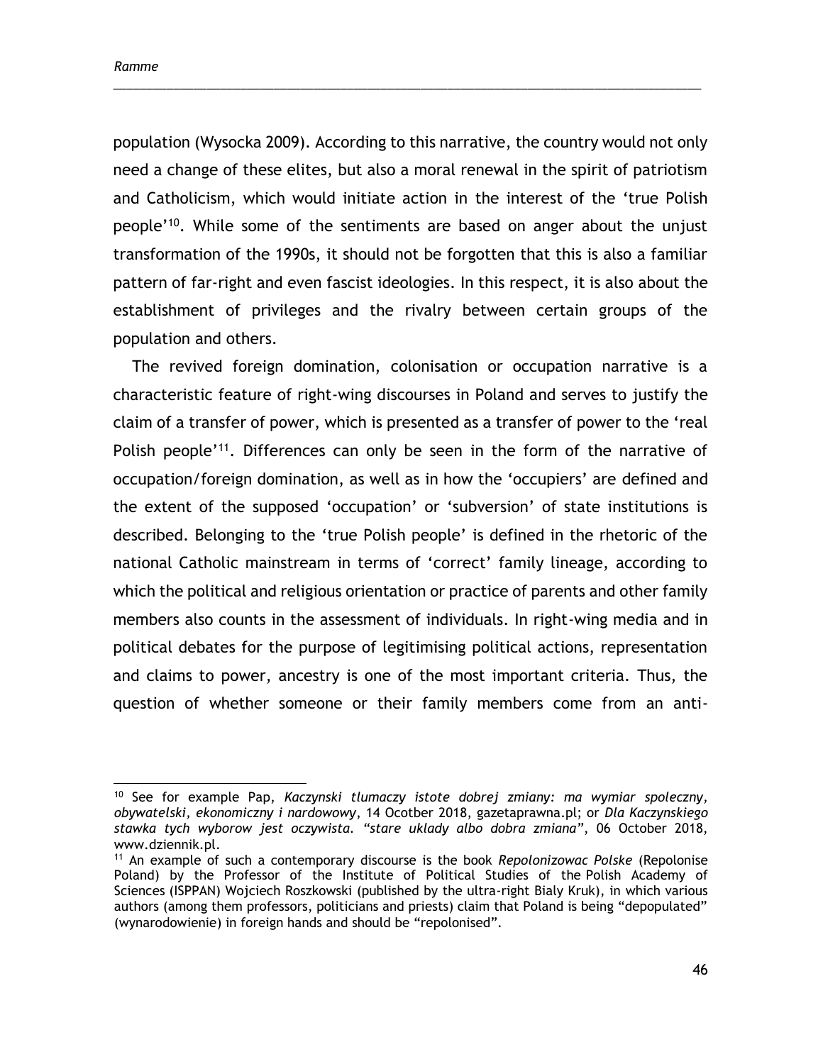population (Wysocka 2009). According to this narrative, the country would not only need a change of these elites, but also a moral renewal in the spirit of patriotism and Catholicism, which would initiate action in the interest of the 'true Polish people'[10]. While some of the sentiments are based on anger about the unjust transformation of the 1990s, it should not be forgotten that this is also a familiar pattern of far-right and even fascist ideologies. In this respect, it is also about the establishment of privileges and the rivalry between certain groups of the population and others.

The revived foreign domination, colonisation or occupation narrative is a characteristic feature of right-wing discourses in Poland and serves to justify the claim of a transfer of power, which is presented as a transfer of power to the 'real Polish people'[11]. Differences can only be seen in the form of the narrative of occupation/foreign domination, as well as in how the 'occupiers' are defined and the extent of the supposed 'occupation' or 'subversion' of state institutions is described. Belonging to the 'true Polish people' is defined in the rhetoric of the national Catholic mainstream in terms of 'correct' family lineage, according to which the political and religious orientation or practice of parents and other family members also counts in the assessment of individuals. In right-wing media and in political debates for the purpose of legitimising political actions, representation and claims to power, ancestry is one of the most important criteria. Thus, the question of whether someone or their family members come from an anti-

---

[10] See for example Pap, *Kaczynski tlumaczy istote dobrej zmiany: ma wymiar spoleczny, obywatelski, ekonomiczny i nardowowy*, 14 Ocotber 2018, gazetaprawna.pl; or *Dla Kaczynskiego stawka tych wyborow jest oczywista. "stare uklady albo dobra zmiana"*, 06 October 2018, www.dziennik.pl.

[11] An example of such a contemporary discourse is the book *Repolonizowac Polske* (Repolonise Poland) by the Professor of the Institute of Political Studies of the Polish Academy of Sciences (ISPPAN) Wojciech Roszkowski (published by the ultra-right Bialy Kruk), in which various authors (among them professors, politicians and priests) claim that Poland is being "depopulated" (wynarodowienie) in foreign hands and should be "repolonised".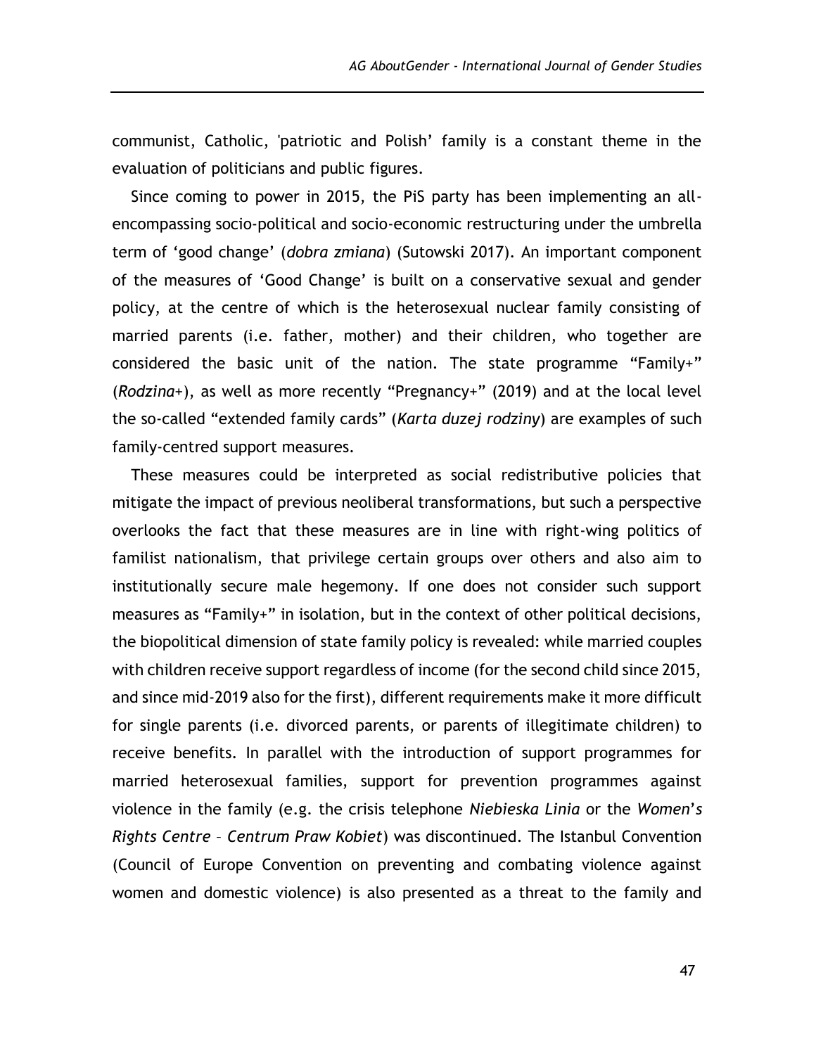communist, Catholic, 'patriotic and Polish' family is a constant theme in the evaluation of politicians and public figures.

Since coming to power in 2015, the PiS party has been implementing an all-encompassing socio-political and socio-economic restructuring under the umbrella term of 'good change' (*dobra zmiana*) (Sutowski 2017). An important component of the measures of 'Good Change' is built on a conservative sexual and gender policy, at the centre of which is the heterosexual nuclear family consisting of married parents (i.e. father, mother) and their children, who together are considered the basic unit of the nation. The state programme "Family+" (*Rodzina+*), as well as more recently "Pregnancy+" (2019) and at the local level the so-called "extended family cards" (*Karta duzej rodziny*) are examples of such family-centred support measures.

These measures could be interpreted as social redistributive policies that mitigate the impact of previous neoliberal transformations, but such a perspective overlooks the fact that these measures are in line with right-wing politics of familist nationalism, that privilege certain groups over others and also aim to institutionally secure male hegemony. If one does not consider such support measures as "Family+" in isolation, but in the context of other political decisions, the biopolitical dimension of state family policy is revealed: while married couples with children receive support regardless of income (for the second child since 2015, and since mid-2019 also for the first), different requirements make it more difficult for single parents (i.e. divorced parents, or parents of illegitimate children) to receive benefits. In parallel with the introduction of support programmes for married heterosexual families, support for prevention programmes against violence in the family (e.g. the crisis telephone *Niebieska Linia* or the *Women's Rights Centre – Centrum Praw Kobiet*) was discontinued. The Istanbul Convention (Council of Europe Convention on preventing and combating violence against women and domestic violence) is also presented as a threat to the family and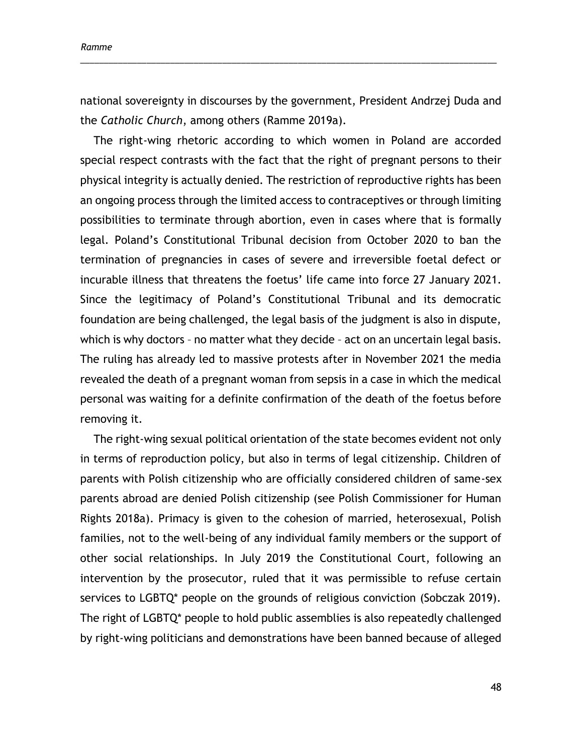national sovereignty in discourses by the government, President Andrzej Duda and the *Catholic Church*, among others (Ramme 2019a).

The right-wing rhetoric according to which women in Poland are accorded special respect contrasts with the fact that the right of pregnant persons to their physical integrity is actually denied. The restriction of reproductive rights has been an ongoing process through the limited access to contraceptives or through limiting possibilities to terminate through abortion, even in cases where that is formally legal. Poland's Constitutional Tribunal decision from October 2020 to ban the termination of pregnancies in cases of severe and irreversible foetal defect or incurable illness that threatens the foetus' life came into force 27 January 2021. Since the legitimacy of Poland's Constitutional Tribunal and its democratic foundation are being challenged, the legal basis of the judgment is also in dispute, which is why doctors – no matter what they decide – act on an uncertain legal basis. The ruling has already led to massive protests after in November 2021 the media revealed the death of a pregnant woman from sepsis in a case in which the medical personal was waiting for a definite confirmation of the death of the foetus before removing it.

The right-wing sexual political orientation of the state becomes evident not only in terms of reproduction policy, but also in terms of legal citizenship. Children of parents with Polish citizenship who are officially considered children of same-sex parents abroad are denied Polish citizenship (see Polish Commissioner for Human Rights 2018a). Primacy is given to the cohesion of married, heterosexual, Polish families, not to the well-being of any individual family members or the support of other social relationships. In July 2019 the Constitutional Court, following an intervention by the prosecutor, ruled that it was permissible to refuse certain services to LGBTQ* people on the grounds of religious conviction (Sobczak 2019). The right of LGBTQ* people to hold public assemblies is also repeatedly challenged by right-wing politicians and demonstrations have been banned because of alleged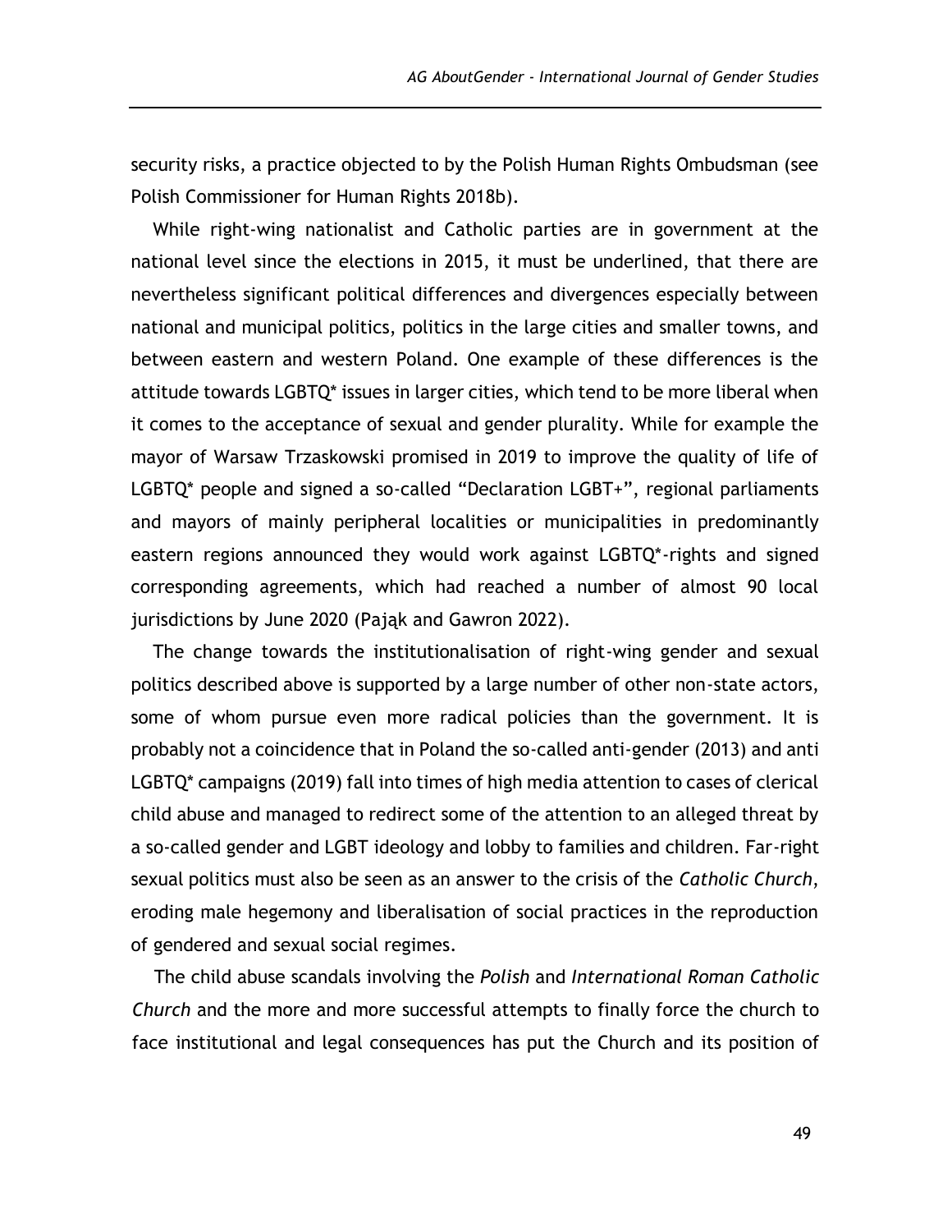security risks, a practice objected to by the Polish Human Rights Ombudsman (see Polish Commissioner for Human Rights 2018b).

While right-wing nationalist and Catholic parties are in government at the national level since the elections in 2015, it must be underlined, that there are nevertheless significant political differences and divergences especially between national and municipal politics, politics in the large cities and smaller towns, and between eastern and western Poland. One example of these differences is the attitude towards LGBTQ* issues in larger cities, which tend to be more liberal when it comes to the acceptance of sexual and gender plurality. While for example the mayor of Warsaw Trzaskowski promised in 2019 to improve the quality of life of LGBTQ* people and signed a so-called "Declaration LGBT+", regional parliaments and mayors of mainly peripheral localities or municipalities in predominantly eastern regions announced they would work against LGBTQ*-rights and signed corresponding agreements, which had reached a number of almost 90 local jurisdictions by June 2020 (Pająk and Gawron 2022).

The change towards the institutionalisation of right-wing gender and sexual politics described above is supported by a large number of other non-state actors, some of whom pursue even more radical policies than the government. It is probably not a coincidence that in Poland the so-called anti-gender (2013) and anti LGBTQ* campaigns (2019) fall into times of high media attention to cases of clerical child abuse and managed to redirect some of the attention to an alleged threat by a so-called gender and LGBT ideology and lobby to families and children. Far-right sexual politics must also be seen as an answer to the crisis of the *Catholic Church*, eroding male hegemony and liberalisation of social practices in the reproduction of gendered and sexual social regimes.

The child abuse scandals involving the *Polish* and *International Roman Catholic Church* and the more and more successful attempts to finally force the church to face institutional and legal consequences has put the Church and its position of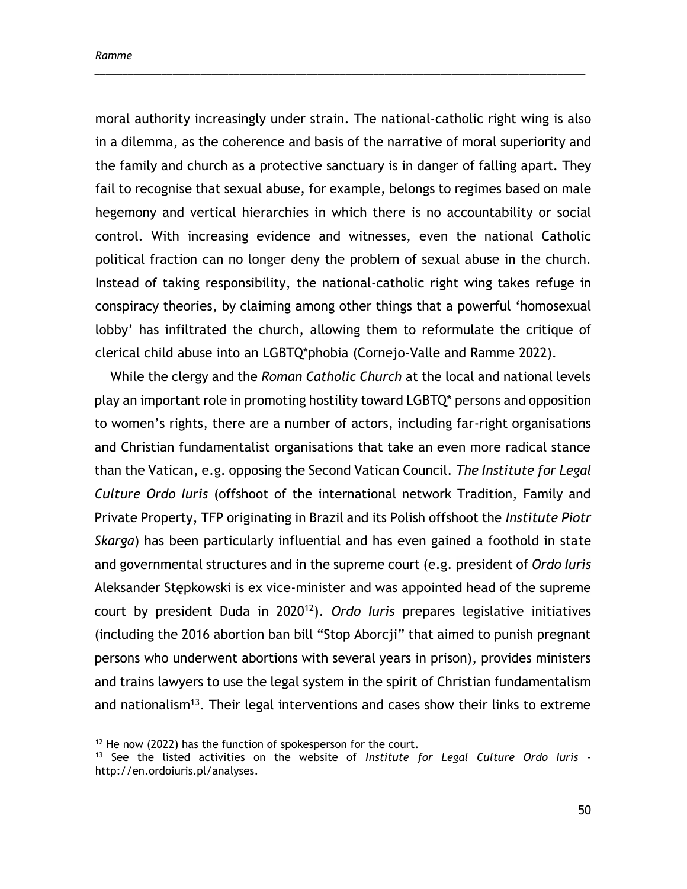moral authority increasingly under strain. The national-catholic right wing is also in a dilemma, as the coherence and basis of the narrative of moral superiority and the family and church as a protective sanctuary is in danger of falling apart. They fail to recognise that sexual abuse, for example, belongs to regimes based on male hegemony and vertical hierarchies in which there is no accountability or social control. With increasing evidence and witnesses, even the national Catholic political fraction can no longer deny the problem of sexual abuse in the church. Instead of taking responsibility, the national-catholic right wing takes refuge in conspiracy theories, by claiming among other things that a powerful 'homosexual lobby' has infiltrated the church, allowing them to reformulate the critique of clerical child abuse into an LGBTQ*phobia (Cornejo-Valle and Ramme 2022).

While the clergy and the *Roman Catholic Church* at the local and national levels play an important role in promoting hostility toward LGBTQ* persons and opposition to women's rights, there are a number of actors, including far-right organisations and Christian fundamentalist organisations that take an even more radical stance than the Vatican, e.g. opposing the Second Vatican Council. *The Institute for Legal Culture Ordo Iuris* (offshoot of the international network Tradition, Family and Private Property, TFP originating in Brazil and its Polish offshoot the *Institute Piotr Skarga*) has been particularly influential and has even gained a foothold in state and governmental structures and in the supreme court (e.g. president of *Ordo Iuris* Aleksander Stępkowski is ex vice-minister and was appointed head of the supreme court by president Duda in 2020[12]). *Ordo Iuris* prepares legislative initiatives (including the 2016 abortion ban bill "Stop Aborcji" that aimed to punish pregnant persons who underwent abortions with several years in prison), provides ministers and trains lawyers to use the legal system in the spirit of Christian fundamentalism and nationalism[13]. Their legal interventions and cases show their links to extreme

---

[12] He now (2022) has the function of spokesperson for the court.

[13] See the listed activities on the website of *Institute for Legal Culture Ordo Iuris* - http://en.ordoiuris.pl/analyses.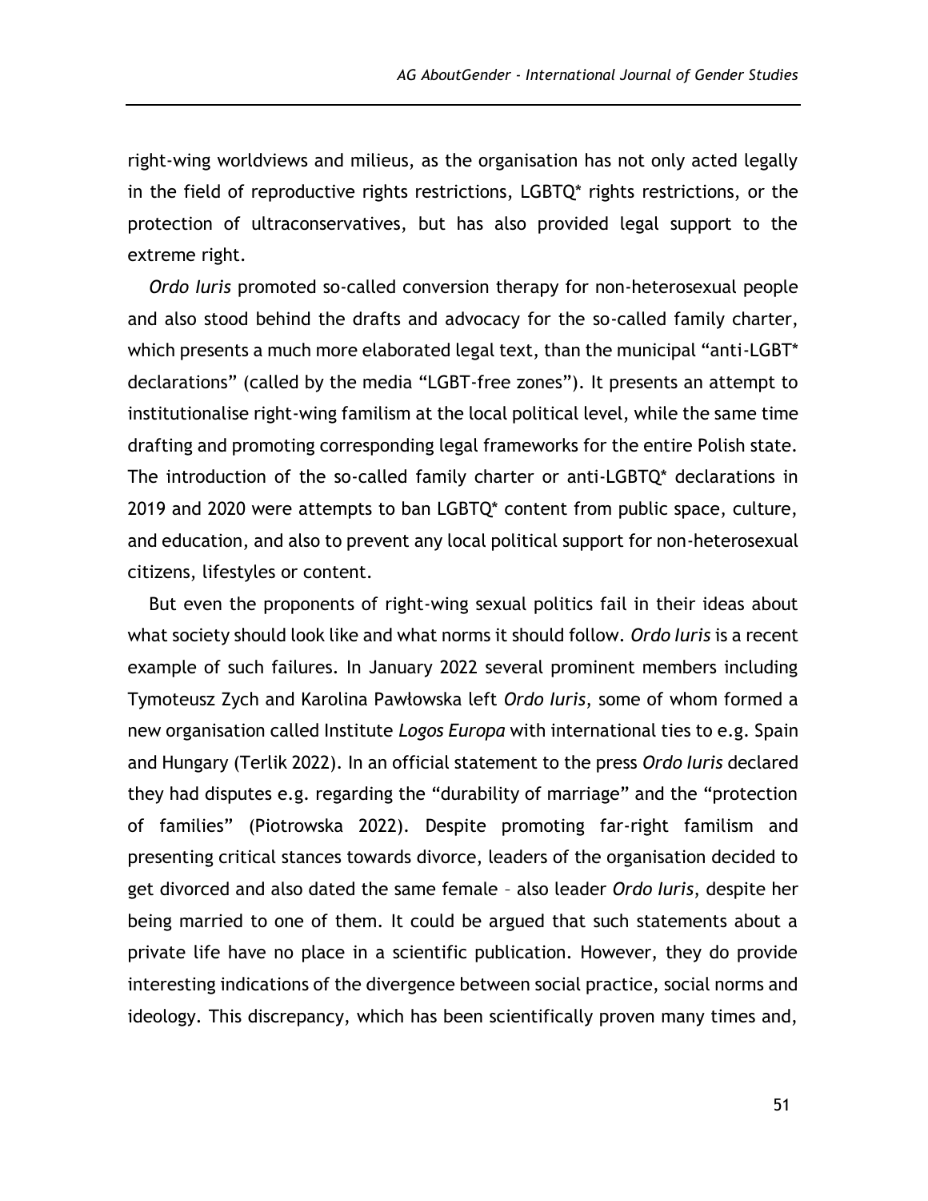right-wing worldviews and milieus, as the organisation has not only acted legally in the field of reproductive rights restrictions, LGBTQ* rights restrictions, or the protection of ultraconservatives, but has also provided legal support to the extreme right.

*Ordo Iuris* promoted so-called conversion therapy for non-heterosexual people and also stood behind the drafts and advocacy for the so-called family charter, which presents a much more elaborated legal text, than the municipal "anti-LGBT* declarations" (called by the media "LGBT-free zones"). It presents an attempt to institutionalise right-wing familism at the local political level, while the same time drafting and promoting corresponding legal frameworks for the entire Polish state. The introduction of the so-called family charter or anti-LGBTQ* declarations in 2019 and 2020 were attempts to ban LGBTQ* content from public space, culture, and education, and also to prevent any local political support for non-heterosexual citizens, lifestyles or content.

But even the proponents of right-wing sexual politics fail in their ideas about what society should look like and what norms it should follow. *Ordo Iuris* is a recent example of such failures. In January 2022 several prominent members including Tymoteusz Zych and Karolina Pawłowska left *Ordo Iuris*, some of whom formed a new organisation called Institute *Logos Europa* with international ties to e.g. Spain and Hungary (Terlik 2022). In an official statement to the press *Ordo Iuris* declared they had disputes e.g. regarding the "durability of marriage" and the "protection of families" (Piotrowska 2022). Despite promoting far-right familism and presenting critical stances towards divorce, leaders of the organisation decided to get divorced and also dated the same female – also leader *Ordo Iuris*, despite her being married to one of them. It could be argued that such statements about a private life have no place in a scientific publication. However, they do provide interesting indications of the divergence between social practice, social norms and ideology. This discrepancy, which has been scientifically proven many times and,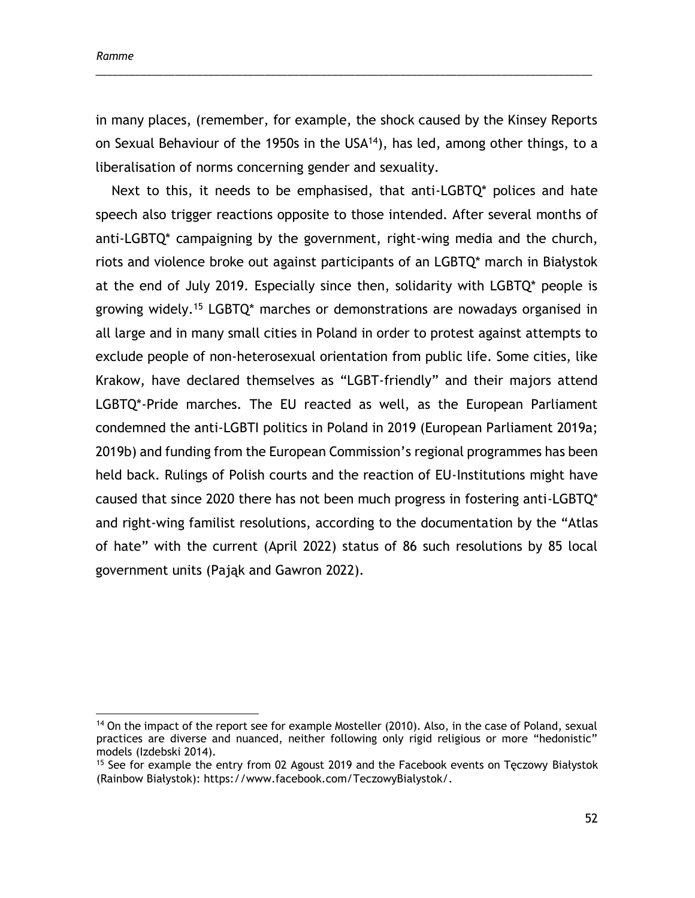in many places, (remember, for example, the shock caused by the Kinsey Reports on Sexual Behaviour of the 1950s in the USA[14]), has led, among other things, to a liberalisation of norms concerning gender and sexuality.

Next to this, it needs to be emphasised, that anti-LGBTQ* polices and hate speech also trigger reactions opposite to those intended. After several months of anti-LGBTQ* campaigning by the government, right-wing media and the church, riots and violence broke out against participants of an LGBTQ* march in Białystok at the end of July 2019. Especially since then, solidarity with LGBTQ* people is growing widely.[15] LGBTQ* marches or demonstrations are nowadays organised in all large and in many small cities in Poland in order to protest against attempts to exclude people of non-heterosexual orientation from public life. Some cities, like Krakow, have declared themselves as "LGBT-friendly" and their majors attend LGBTQ*-Pride marches. The EU reacted as well, as the European Parliament condemned the anti-LGBTI politics in Poland in 2019 (European Parliament 2019a; 2019b) and funding from the European Commission's regional programmes has been held back. Rulings of Polish courts and the reaction of EU-Institutions might have caused that since 2020 there has not been much progress in fostering anti-LGBTQ* and right-wing familist resolutions, according to the documentation by the "Atlas of hate" with the current (April 2022) status of 86 such resolutions by 85 local government units (Pająk and Gawron 2022).

---

[14] On the impact of the report see for example Mosteller (2010). Also, in the case of Poland, sexual practices are diverse and nuanced, neither following only rigid religious or more "hedonistic" models (Izdebski 2014).

[15] See for example the entry from 02 Agoust 2019 and the Facebook events on Tęczowy Białystok (Rainbow Białystok): https://www.facebook.com/TeczowyBialystok/.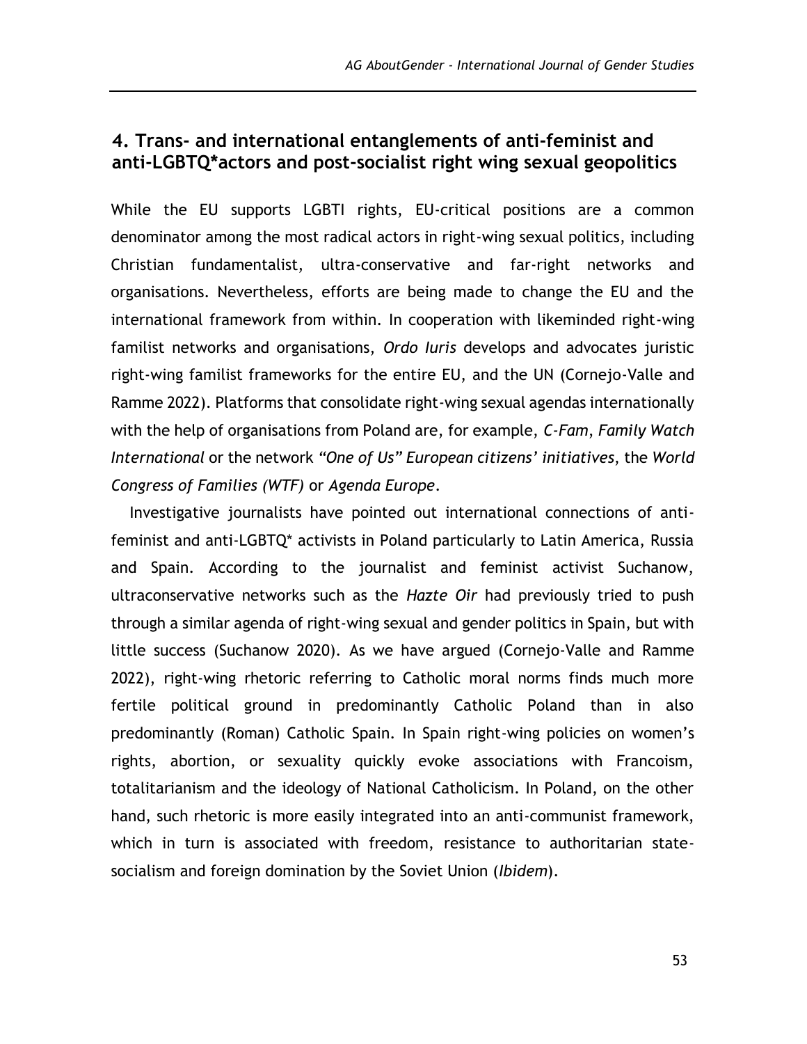## 4. Trans- and international entanglements of anti-feminist and anti-LGBTQ*actors and post-socialist right wing sexual geopolitics

While the EU supports LGBTI rights, EU-critical positions are a common denominator among the most radical actors in right-wing sexual politics, including Christian fundamentalist, ultra-conservative and far-right networks and organisations. Nevertheless, efforts are being made to change the EU and the international framework from within. In cooperation with likeminded right-wing familist networks and organisations, *Ordo Iuris* develops and advocates juristic right-wing familist frameworks for the entire EU, and the UN (Cornejo-Valle and Ramme 2022). Platforms that consolidate right-wing sexual agendas internationally with the help of organisations from Poland are, for example, *C-Fam*, *Family Watch International* or the network *"One of Us" European citizens' initiatives*, the *World Congress of Families (WTF)* or *Agenda Europe*.

Investigative journalists have pointed out international connections of anti-feminist and anti-LGBTQ* activists in Poland particularly to Latin America, Russia and Spain. According to the journalist and feminist activist Suchanow, ultraconservative networks such as the *Hazte Oir* had previously tried to push through a similar agenda of right-wing sexual and gender politics in Spain, but with little success (Suchanow 2020). As we have argued (Cornejo-Valle and Ramme 2022), right-wing rhetoric referring to Catholic moral norms finds much more fertile political ground in predominantly Catholic Poland than in also predominantly (Roman) Catholic Spain. In Spain right-wing policies on women's rights, abortion, or sexuality quickly evoke associations with Francoism, totalitarianism and the ideology of National Catholicism. In Poland, on the other hand, such rhetoric is more easily integrated into an anti-communist framework, which in turn is associated with freedom, resistance to authoritarian state-socialism and foreign domination by the Soviet Union (*Ibidem*).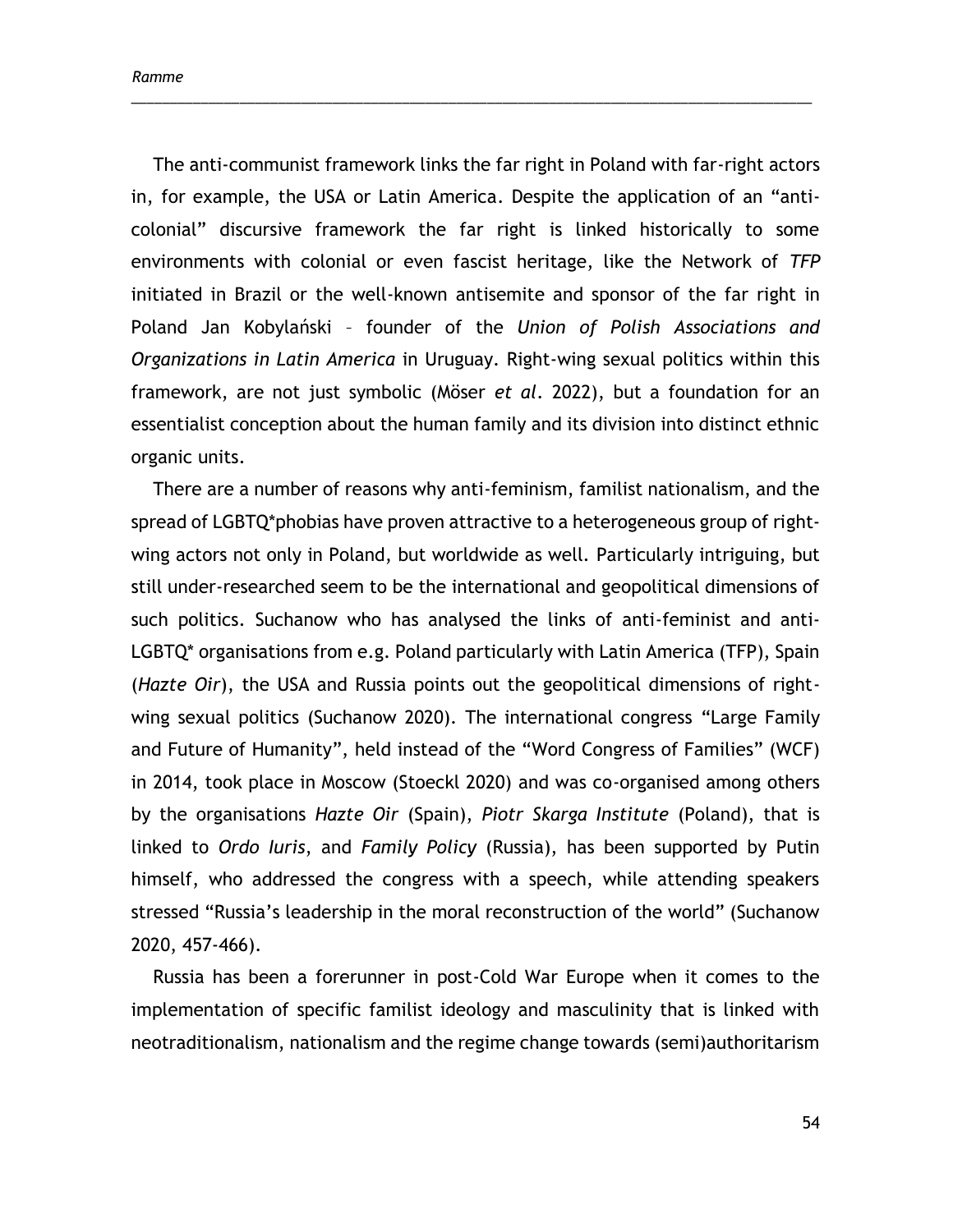The anti-communist framework links the far right in Poland with far-right actors in, for example, the USA or Latin America. Despite the application of an "anti-colonial" discursive framework the far right is linked historically to some environments with colonial or even fascist heritage, like the Network of *TFP* initiated in Brazil or the well-known antisemite and sponsor of the far right in Poland Jan Kobylański – founder of the *Union of Polish Associations and Organizations in Latin America* in Uruguay. Right-wing sexual politics within this framework, are not just symbolic (Möser *et al*. 2022), but a foundation for an essentialist conception about the human family and its division into distinct ethnic organic units.

There are a number of reasons why anti-feminism, familist nationalism, and the spread of LGBTQ*phobias have proven attractive to a heterogeneous group of right-wing actors not only in Poland, but worldwide as well. Particularly intriguing, but still under-researched seem to be the international and geopolitical dimensions of such politics. Suchanow who has analysed the links of anti-feminist and anti-LGBTQ* organisations from e.g. Poland particularly with Latin America (TFP), Spain (*Hazte Oir*), the USA and Russia points out the geopolitical dimensions of right-wing sexual politics (Suchanow 2020). The international congress "Large Family and Future of Humanity", held instead of the "Word Congress of Families" (WCF) in 2014, took place in Moscow (Stoeckl 2020) and was co-organised among others by the organisations *Hazte Oir* (Spain), *Piotr Skarga Institute* (Poland), that is linked to *Ordo Iuris*, and *Family Policy* (Russia), has been supported by Putin himself, who addressed the congress with a speech, while attending speakers stressed "Russia's leadership in the moral reconstruction of the world" (Suchanow 2020, 457-466).

Russia has been a forerunner in post-Cold War Europe when it comes to the implementation of specific familist ideology and masculinity that is linked with neotraditionalism, nationalism and the regime change towards (semi)authoritarism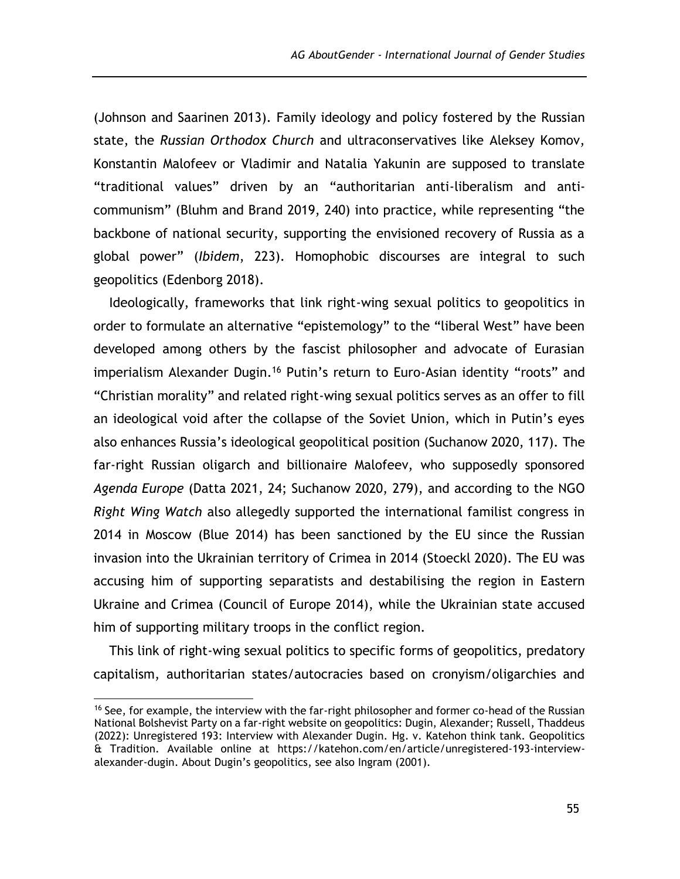(Johnson and Saarinen 2013). Family ideology and policy fostered by the Russian state, the *Russian Orthodox Church* and ultraconservatives like Aleksey Komov, Konstantin Malofeev or Vladimir and Natalia Yakunin are supposed to translate "traditional values" driven by an "authoritarian anti-liberalism and anti-communism" (Bluhm and Brand 2019, 240) into practice, while representing "the backbone of national security, supporting the envisioned recovery of Russia as a global power" (*Ibidem*, 223). Homophobic discourses are integral to such geopolitics (Edenborg 2018).

Ideologically, frameworks that link right-wing sexual politics to geopolitics in order to formulate an alternative "epistemology" to the "liberal West" have been developed among others by the fascist philosopher and advocate of Eurasian imperialism Alexander Dugin.[16] Putin's return to Euro-Asian identity "roots" and "Christian morality" and related right-wing sexual politics serves as an offer to fill an ideological void after the collapse of the Soviet Union, which in Putin's eyes also enhances Russia's ideological geopolitical position (Suchanow 2020, 117). The far-right Russian oligarch and billionaire Malofeev, who supposedly sponsored *Agenda Europe* (Datta 2021, 24; Suchanow 2020, 279), and according to the NGO *Right Wing Watch* also allegedly supported the international familist congress in 2014 in Moscow (Blue 2014) has been sanctioned by the EU since the Russian invasion into the Ukrainian territory of Crimea in 2014 (Stoeckl 2020). The EU was accusing him of supporting separatists and destabilising the region in Eastern Ukraine and Crimea (Council of Europe 2014), while the Ukrainian state accused him of supporting military troops in the conflict region.

This link of right-wing sexual politics to specific forms of geopolitics, predatory capitalism, authoritarian states/autocracies based on cronyism/oligarchies and

[16] See, for example, the interview with the far-right philosopher and former co-head of the Russian National Bolshevist Party on a far-right website on geopolitics: Dugin, Alexander; Russell, Thaddeus (2022): Unregistered 193: Interview with Alexander Dugin. Hg. v. Katehon think tank. Geopolitics & Tradition. Available online at https://katehon.com/en/article/unregistered-193-interview-alexander-dugin. About Dugin's geopolitics, see also Ingram (2001).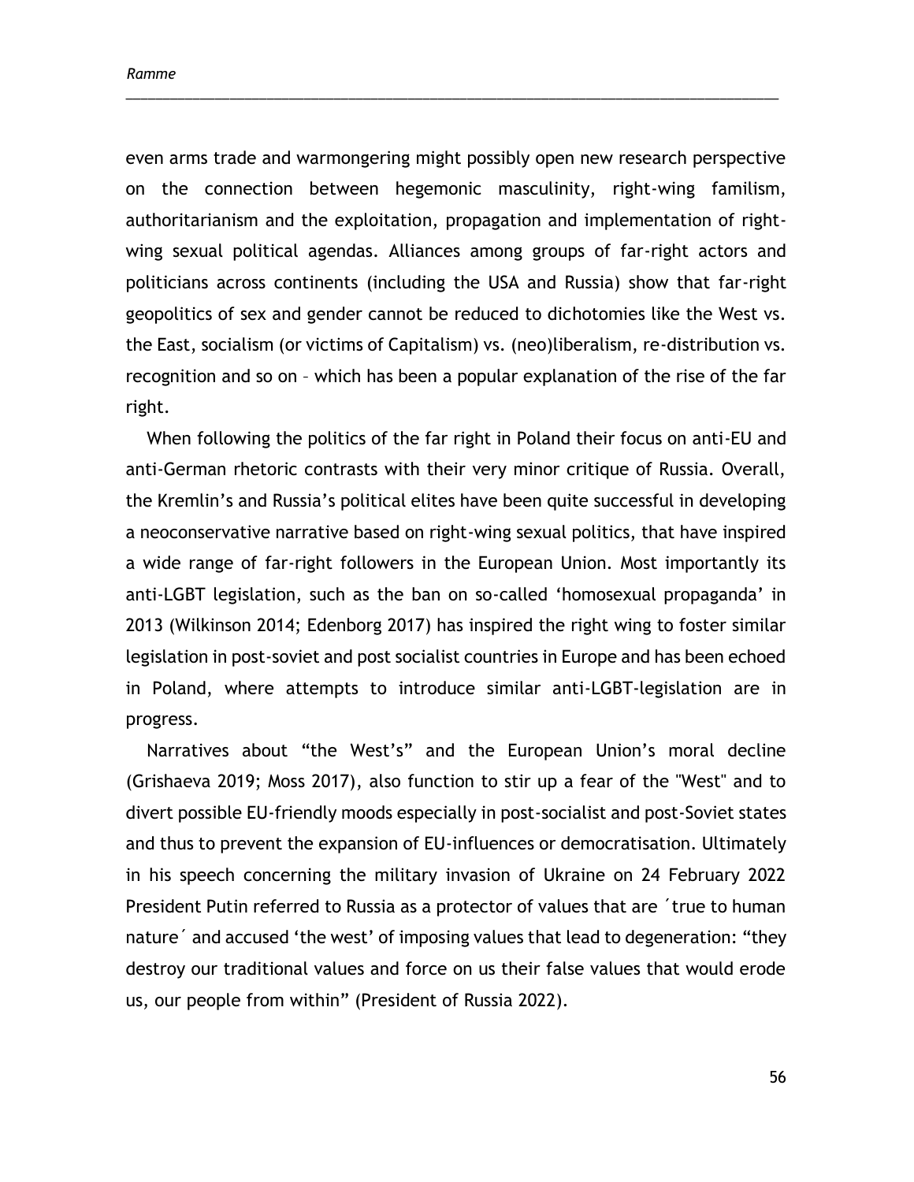even arms trade and warmongering might possibly open new research perspective on the connection between hegemonic masculinity, right-wing familism, authoritarianism and the exploitation, propagation and implementation of right-wing sexual political agendas. Alliances among groups of far-right actors and politicians across continents (including the USA and Russia) show that far-right geopolitics of sex and gender cannot be reduced to dichotomies like the West vs. the East, socialism (or victims of Capitalism) vs. (neo)liberalism, re-distribution vs. recognition and so on – which has been a popular explanation of the rise of the far right.

When following the politics of the far right in Poland their focus on anti-EU and anti-German rhetoric contrasts with their very minor critique of Russia. Overall, the Kremlin's and Russia's political elites have been quite successful in developing a neoconservative narrative based on right-wing sexual politics, that have inspired a wide range of far-right followers in the European Union. Most importantly its anti-LGBT legislation, such as the ban on so-called 'homosexual propaganda' in 2013 (Wilkinson 2014; Edenborg 2017) has inspired the right wing to foster similar legislation in post-soviet and post socialist countries in Europe and has been echoed in Poland, where attempts to introduce similar anti-LGBT-legislation are in progress.

Narratives about "the West's" and the European Union's moral decline (Grishaeva 2019; Moss 2017), also function to stir up a fear of the "West" and to divert possible EU-friendly moods especially in post-socialist and post-Soviet states and thus to prevent the expansion of EU-influences or democratisation. Ultimately in his speech concerning the military invasion of Ukraine on 24 February 2022 President Putin referred to Russia as a protector of values that are ´true to human nature´ and accused 'the west' of imposing values that lead to degeneration: "they destroy our traditional values and force on us their false values that would erode us, our people from within" (President of Russia 2022).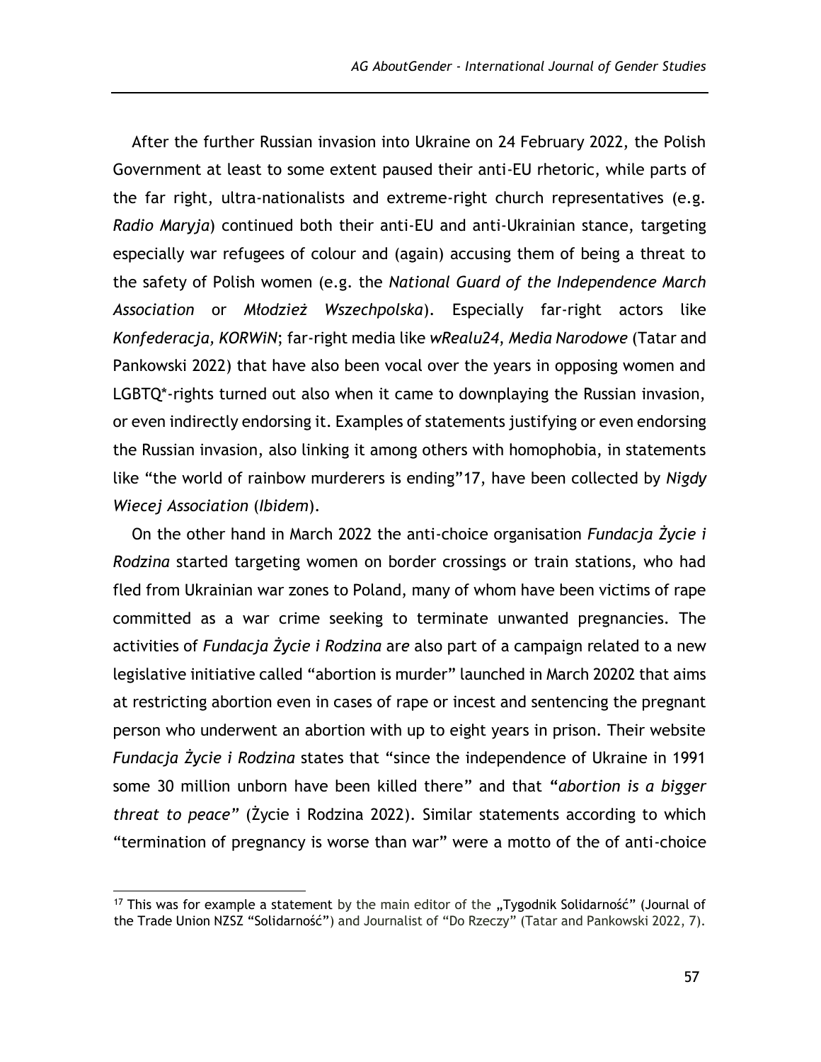After the further Russian invasion into Ukraine on 24 February 2022, the Polish Government at least to some extent paused their anti-EU rhetoric, while parts of the far right, ultra-nationalists and extreme-right church representatives (e.g. *Radio Maryja*) continued both their anti-EU and anti-Ukrainian stance, targeting especially war refugees of colour and (again) accusing them of being a threat to the safety of Polish women (e.g. the *National Guard of the Independence March Association* or *Młodzież Wszechpolska*). Especially far-right actors like *Konfederacja, KORWiN*; far-right media like *wRealu24*, *Media Narodowe* (Tatar and Pankowski 2022) that have also been vocal over the years in opposing women and LGBTQ*-rights turned out also when it came to downplaying the Russian invasion, or even indirectly endorsing it. Examples of statements justifying or even endorsing the Russian invasion, also linking it among others with homophobia, in statements like "the world of rainbow murderers is ending"[17], have been collected by *Nigdy Wiecej Association* (*Ibidem*).

On the other hand in March 2022 the anti-choice organisation *Fundacja Życie i Rodzina* started targeting women on border crossings or train stations, who had fled from Ukrainian war zones to Poland, many of whom have been victims of rape committed as a war crime seeking to terminate unwanted pregnancies. The activities of *Fundacja Życie i Rodzina* are also part of a campaign related to a new legislative initiative called "abortion is murder" launched in March 20202 that aims at restricting abortion even in cases of rape or incest and sentencing the pregnant person who underwent an abortion with up to eight years in prison. Their website *Fundacja Życie i Rodzina* states that "since the independence of Ukraine in 1991 some 30 million unborn have been killed there" and that "*abortion is a bigger threat to peace*" (Życie i Rodzina 2022). Similar statements according to which "termination of pregnancy is worse than war" were a motto of the of anti-choice

[17] This was for example a statement by the main editor of the „Tygodnik Solidarność" (Journal of the Trade Union NZSZ "Solidarność") and Journalist of "Do Rzeczy" (Tatar and Pankowski 2022, 7).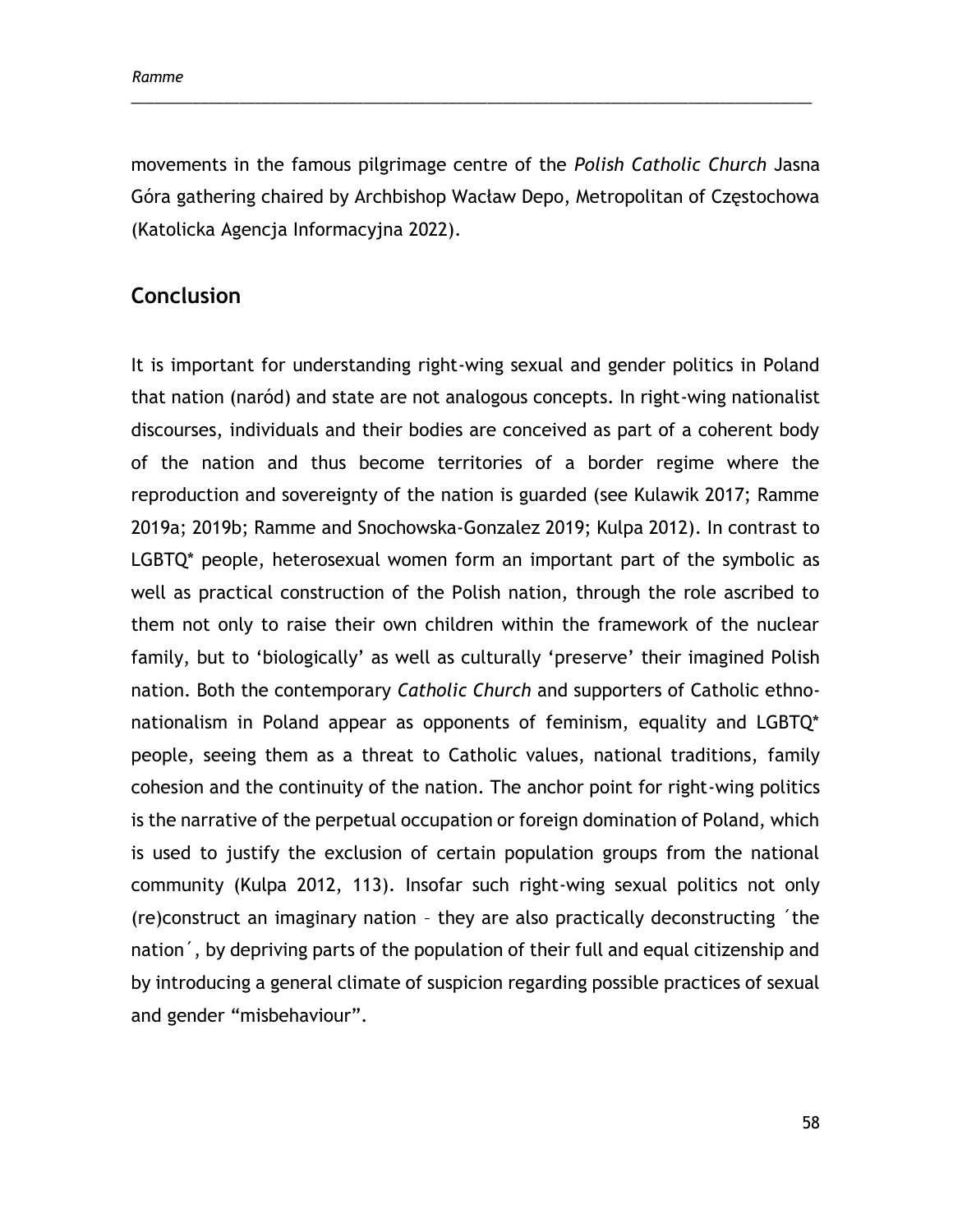movements in the famous pilgrimage centre of the *Polish Catholic Church* Jasna Góra gathering chaired by Archbishop Wacław Depo, Metropolitan of Częstochowa (Katolicka Agencja Informacyjna 2022).

## Conclusion

It is important for understanding right-wing sexual and gender politics in Poland that nation (naród) and state are not analogous concepts. In right-wing nationalist discourses, individuals and their bodies are conceived as part of a coherent body of the nation and thus become territories of a border regime where the reproduction and sovereignty of the nation is guarded (see Kulawik 2017; Ramme 2019a; 2019b; Ramme and Snochowska-Gonzalez 2019; Kulpa 2012). In contrast to LGBTQ* people, heterosexual women form an important part of the symbolic as well as practical construction of the Polish nation, through the role ascribed to them not only to raise their own children within the framework of the nuclear family, but to 'biologically' as well as culturally 'preserve' their imagined Polish nation. Both the contemporary *Catholic Church* and supporters of Catholic ethno-nationalism in Poland appear as opponents of feminism, equality and LGBTQ* people, seeing them as a threat to Catholic values, national traditions, family cohesion and the continuity of the nation. The anchor point for right-wing politics is the narrative of the perpetual occupation or foreign domination of Poland, which is used to justify the exclusion of certain population groups from the national community (Kulpa 2012, 113). Insofar such right-wing sexual politics not only (re)construct an imaginary nation – they are also practically deconstructing ´the nation´, by depriving parts of the population of their full and equal citizenship and by introducing a general climate of suspicion regarding possible practices of sexual and gender "misbehaviour".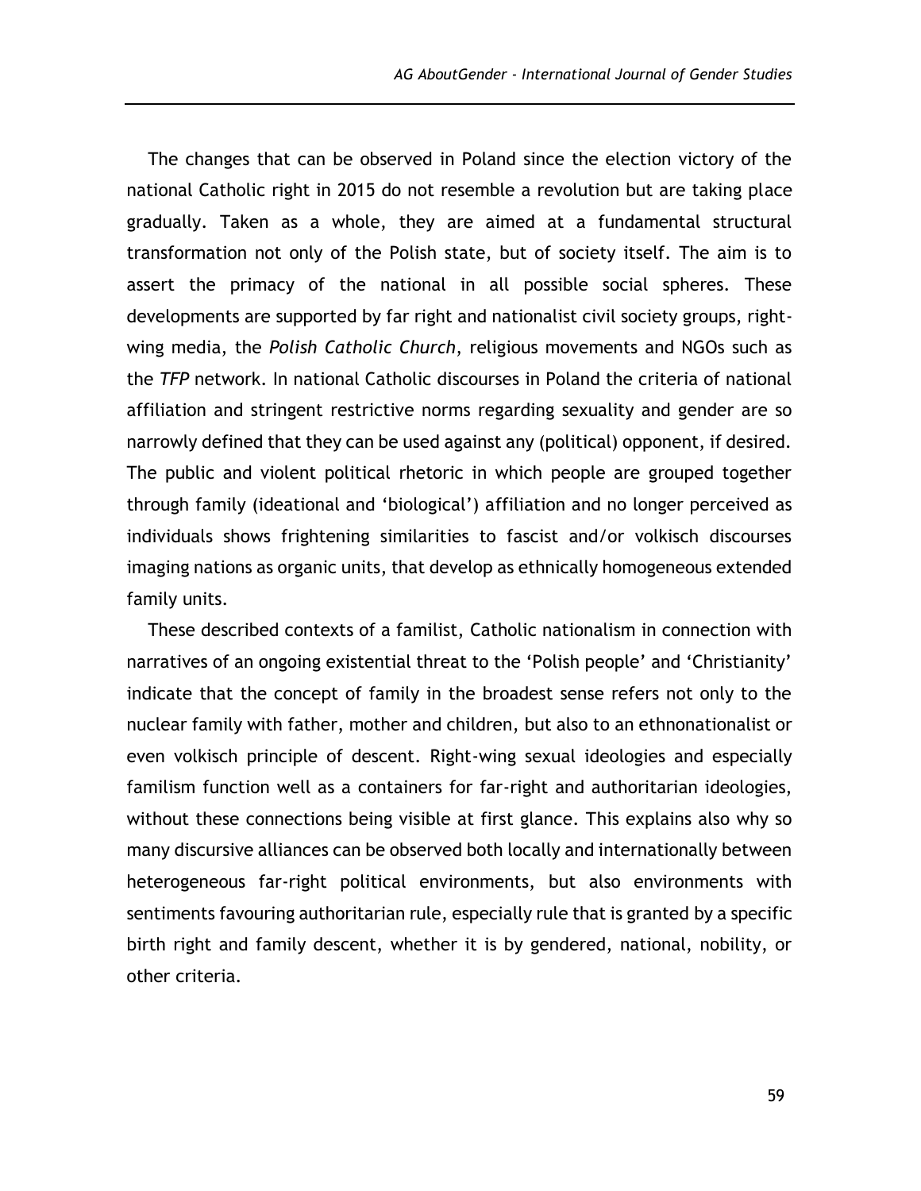The changes that can be observed in Poland since the election victory of the national Catholic right in 2015 do not resemble a revolution but are taking place gradually. Taken as a whole, they are aimed at a fundamental structural transformation not only of the Polish state, but of society itself. The aim is to assert the primacy of the national in all possible social spheres. These developments are supported by far right and nationalist civil society groups, right-wing media, the *Polish Catholic Church*, religious movements and NGOs such as the *TFP* network. In national Catholic discourses in Poland the criteria of national affiliation and stringent restrictive norms regarding sexuality and gender are so narrowly defined that they can be used against any (political) opponent, if desired. The public and violent political rhetoric in which people are grouped together through family (ideational and 'biological') affiliation and no longer perceived as individuals shows frightening similarities to fascist and/or volkisch discourses imaging nations as organic units, that develop as ethnically homogeneous extended family units.

These described contexts of a familist, Catholic nationalism in connection with narratives of an ongoing existential threat to the 'Polish people' and 'Christianity' indicate that the concept of family in the broadest sense refers not only to the nuclear family with father, mother and children, but also to an ethnonationalist or even volkisch principle of descent. Right-wing sexual ideologies and especially familism function well as a containers for far-right and authoritarian ideologies, without these connections being visible at first glance. This explains also why so many discursive alliances can be observed both locally and internationally between heterogeneous far-right political environments, but also environments with sentiments favouring authoritarian rule, especially rule that is granted by a specific birth right and family descent, whether it is by gendered, national, nobility, or other criteria.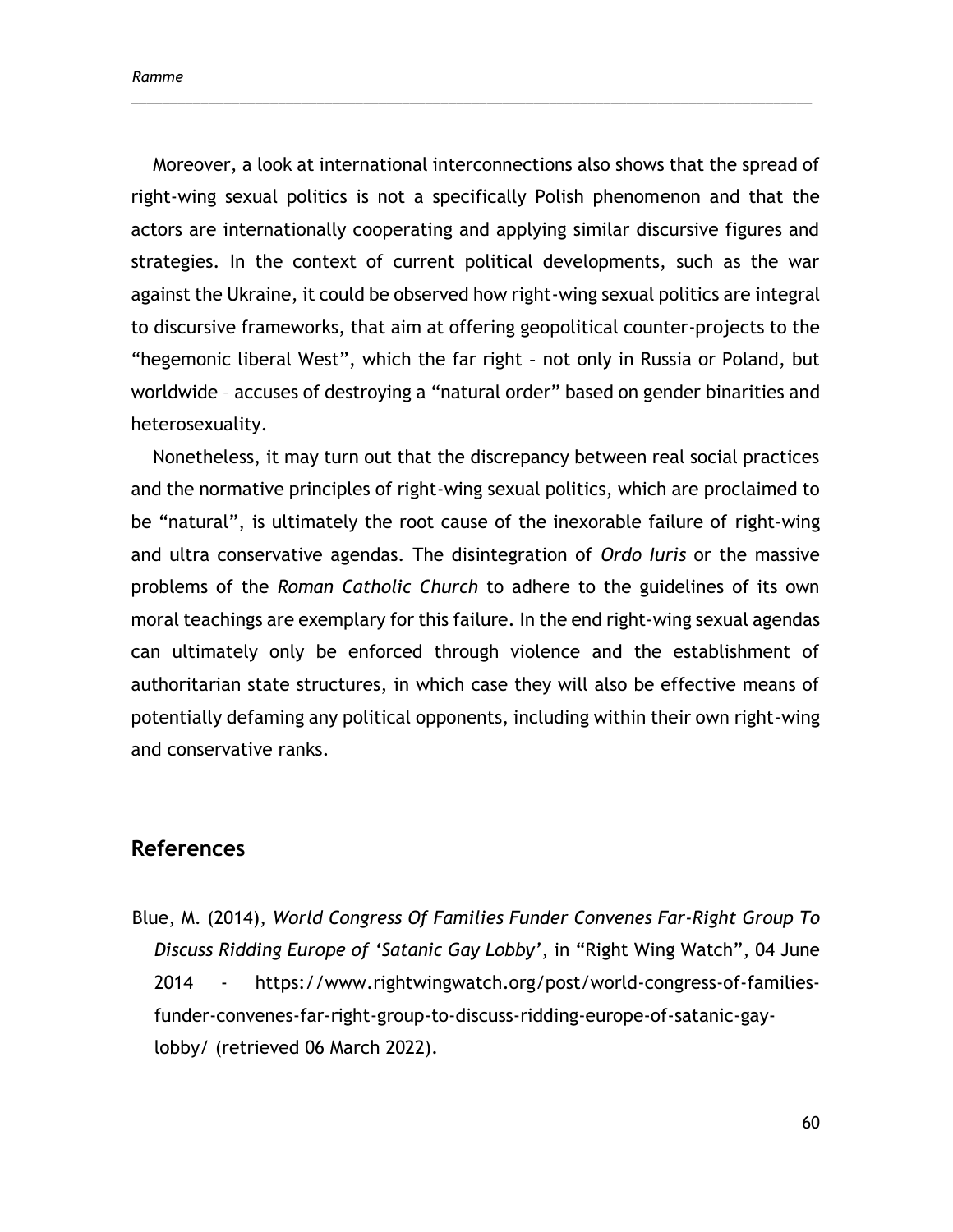Moreover, a look at international interconnections also shows that the spread of right-wing sexual politics is not a specifically Polish phenomenon and that the actors are internationally cooperating and applying similar discursive figures and strategies. In the context of current political developments, such as the war against the Ukraine, it could be observed how right-wing sexual politics are integral to discursive frameworks, that aim at offering geopolitical counter-projects to the "hegemonic liberal West", which the far right – not only in Russia or Poland, but worldwide – accuses of destroying a "natural order" based on gender binarities and heterosexuality.

Nonetheless, it may turn out that the discrepancy between real social practices and the normative principles of right-wing sexual politics, which are proclaimed to be "natural", is ultimately the root cause of the inexorable failure of right-wing and ultra conservative agendas. The disintegration of *Ordo Iuris* or the massive problems of the *Roman Catholic Church* to adhere to the guidelines of its own moral teachings are exemplary for this failure. In the end right-wing sexual agendas can ultimately only be enforced through violence and the establishment of authoritarian state structures, in which case they will also be effective means of potentially defaming any political opponents, including within their own right-wing and conservative ranks.

## References

Blue, M. (2014), *World Congress Of Families Funder Convenes Far-Right Group To Discuss Ridding Europe of 'Satanic Gay Lobby'*, in "Right Wing Watch", 04 June 2014 - https://www.rightwingwatch.org/post/world-congress-of-families-funder-convenes-far-right-group-to-discuss-ridding-europe-of-satanic-gay-lobby/ (retrieved 06 March 2022).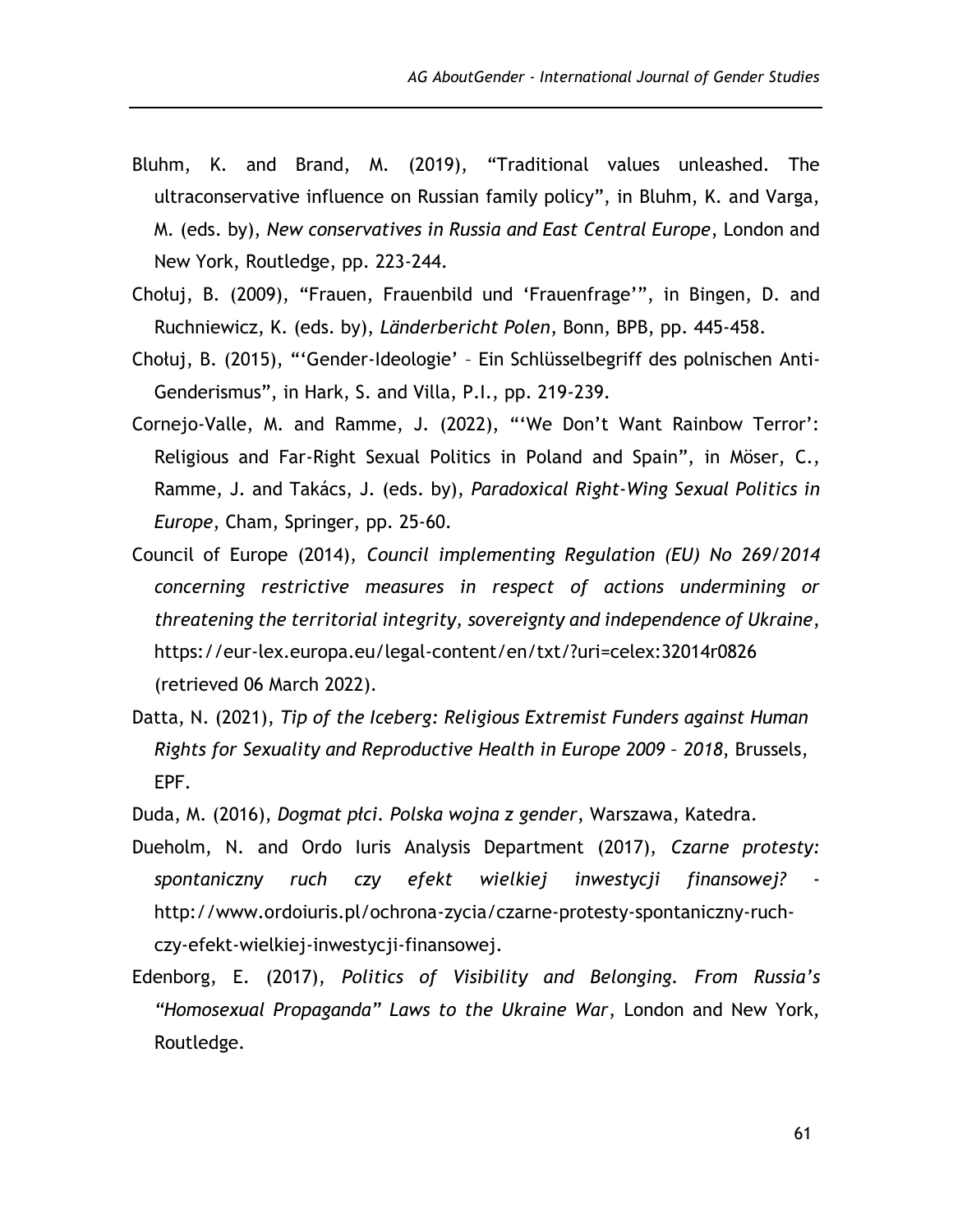Bluhm, K. and Brand, M. (2019), "Traditional values unleashed. The ultraconservative influence on Russian family policy", in Bluhm, K. and Varga, M. (eds. by), *New conservatives in Russia and East Central Europe*, London and New York, Routledge, pp. 223-244.

Chołuj, B. (2009), "Frauen, Frauenbild und 'Frauenfrage'", in Bingen, D. and Ruchniewicz, K. (eds. by), *Länderbericht Polen*, Bonn, BPB, pp. 445-458.

Chołuj, B. (2015), "'Gender-Ideologie' – Ein Schlüsselbegriff des polnischen Anti-Genderismus", in Hark, S. and Villa, P.I., pp. 219-239.

Cornejo-Valle, M. and Ramme, J. (2022), "'We Don't Want Rainbow Terror': Religious and Far-Right Sexual Politics in Poland and Spain", in Möser, C., Ramme, J. and Takács, J. (eds. by), *Paradoxical Right-Wing Sexual Politics in Europe*, Cham, Springer, pp. 25-60.

Council of Europe (2014), *Council implementing Regulation (EU) No 269/2014 concerning restrictive measures in respect of actions undermining or threatening the territorial integrity, sovereignty and independence of Ukraine*, https://eur-lex.europa.eu/legal-content/en/txt/?uri=celex:32014r0826 (retrieved 06 March 2022).

Datta, N. (2021), *Tip of the Iceberg: Religious Extremist Funders against Human Rights for Sexuality and Reproductive Health in Europe 2009 – 2018*, Brussels, EPF.

Duda, M. (2016), *Dogmat płci. Polska wojna z gender*, Warszawa, Katedra.

Dueholm, N. and Ordo Iuris Analysis Department (2017), *Czarne protesty: spontaniczny ruch czy efekt wielkiej inwestycji finansowej?* - http://www.ordoiuris.pl/ochrona-zycia/czarne-protesty-spontaniczny-ruch-czy-efekt-wielkiej-inwestycji-finansowej.

Edenborg, E. (2017), *Politics of Visibility and Belonging. From Russia's "Homosexual Propaganda" Laws to the Ukraine War*, London and New York, Routledge.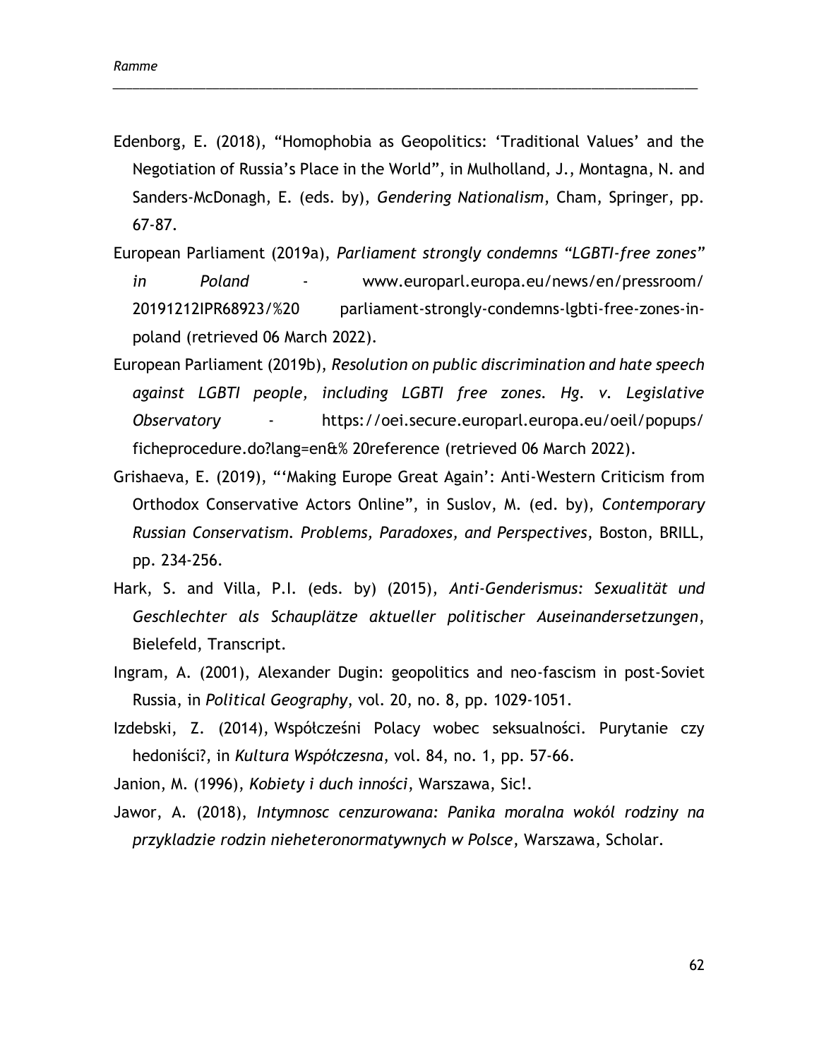Edenborg, E. (2018), "Homophobia as Geopolitics: 'Traditional Values' and the Negotiation of Russia's Place in the World", in Mulholland, J., Montagna, N. and Sanders-McDonagh, E. (eds. by), *Gendering Nationalism*, Cham, Springer, pp. 67-87.

European Parliament (2019a), *Parliament strongly condemns "LGBTI-free zones" in Poland* - www.europarl.europa.eu/news/en/pressroom/ 20191212IPR68923/%20 parliament-strongly-condemns-lgbti-free-zones-in-poland (retrieved 06 March 2022).

European Parliament (2019b), *Resolution on public discrimination and hate speech against LGBTI people, including LGBTI free zones. Hg. v. Legislative Observatory* - https://oei.secure.europarl.europa.eu/oeil/popups/ ficheprocedure.do?lang=en&% 20reference (retrieved 06 March 2022).

Grishaeva, E. (2019), "'Making Europe Great Again': Anti-Western Criticism from Orthodox Conservative Actors Online", in Suslov, M. (ed. by), *Contemporary Russian Conservatism. Problems, Paradoxes, and Perspectives*, Boston, BRILL, pp. 234-256.

Hark, S. and Villa, P.I. (eds. by) (2015), *Anti-Genderismus: Sexualität und Geschlechter als Schauplätze aktueller politischer Auseinandersetzungen*, Bielefeld, Transcript.

Ingram, A. (2001), Alexander Dugin: geopolitics and neo-fascism in post-Soviet Russia, in *Political Geography*, vol. 20, no. 8, pp. 1029-1051.

Izdebski, Z. (2014), Współcześni Polacy wobec seksualności. Purytanie czy hedoniści?, in *Kultura Współczesna*, vol. 84, no. 1, pp. 57-66.

Janion, M. (1996), *Kobiety i duch inności*, Warszawa, Sic!.

Jawor, A. (2018), *Intymnosc cenzurowana: Panika moralna wokól rodziny na przykladzie rodzin nieheteronormatywnych w Polsce*, Warszawa, Scholar.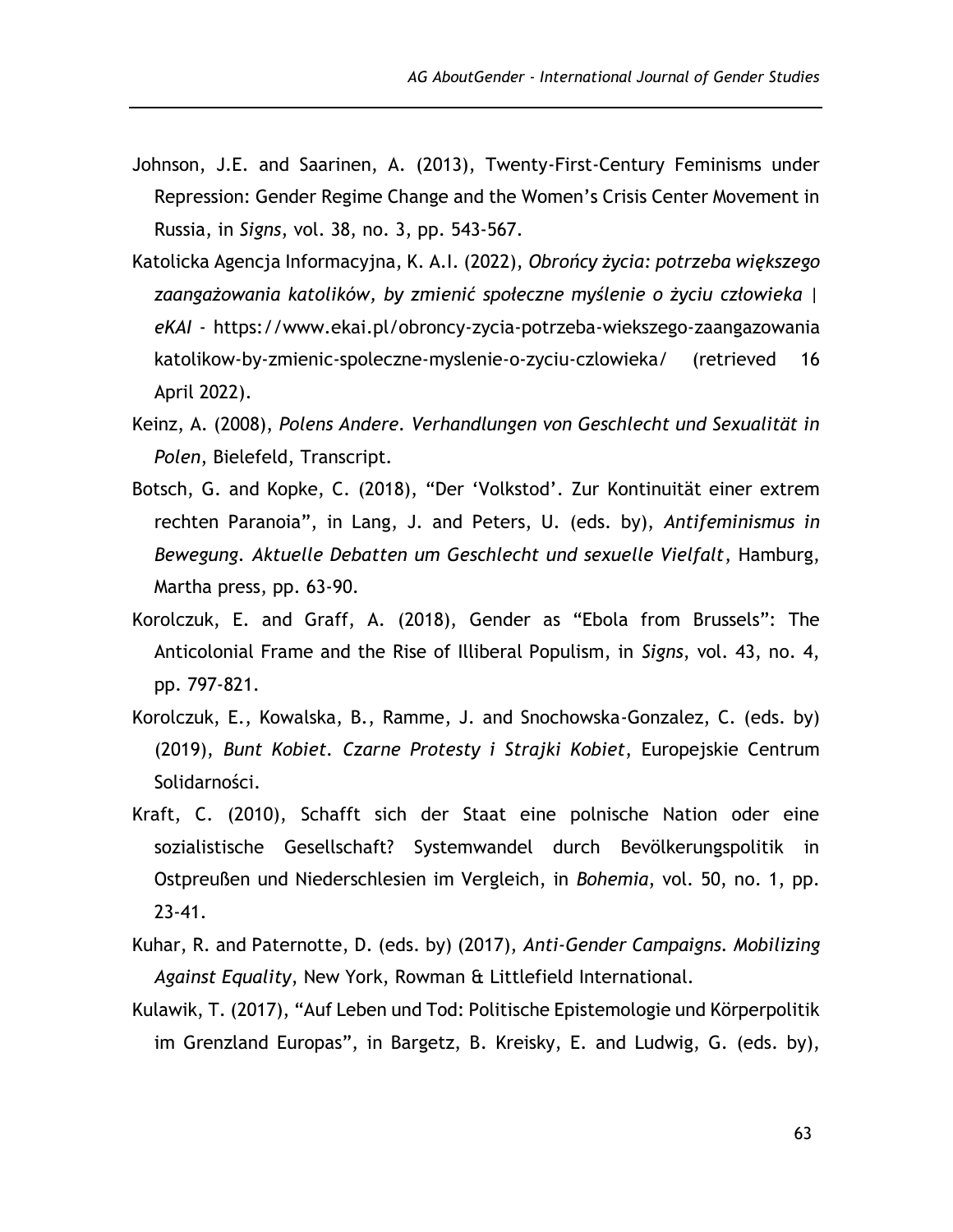Johnson, J.E. and Saarinen, A. (2013), Twenty-First-Century Feminisms under Repression: Gender Regime Change and the Women's Crisis Center Movement in Russia, in *Signs*, vol. 38, no. 3, pp. 543-567.

Katolicka Agencja Informacyjna, K. A.I. (2022), *Obrońcy życia: potrzeba większego zaangażowania katolików, by zmienić społeczne myślenie o życiu człowieka | eKAI* - https://www.ekai.pl/obroncy-zycia-potrzeba-wiekszego-zaangazowania katolikow-by-zmienic-spoleczne-myslenie-o-zyciu-czlowieka/ (retrieved 16 April 2022).

Keinz, A. (2008), *Polens Andere. Verhandlungen von Geschlecht und Sexualität in Polen*, Bielefeld, Transcript.

Botsch, G. and Kopke, C. (2018), "Der 'Volkstod'. Zur Kontinuität einer extrem rechten Paranoia", in Lang, J. and Peters, U. (eds. by), *Antifeminismus in Bewegung. Aktuelle Debatten um Geschlecht und sexuelle Vielfalt*, Hamburg, Martha press, pp. 63-90.

Korolczuk, E. and Graff, A. (2018), Gender as "Ebola from Brussels": The Anticolonial Frame and the Rise of Illiberal Populism, in *Signs*, vol. 43, no. 4, pp. 797-821.

Korolczuk, E., Kowalska, B., Ramme, J. and Snochowska-Gonzalez, C. (eds. by) (2019), *Bunt Kobiet. Czarne Protesty i Strajki Kobiet*, Europejskie Centrum Solidarności.

Kraft, C. (2010), Schafft sich der Staat eine polnische Nation oder eine sozialistische Gesellschaft? Systemwandel durch Bevölkerungspolitik in Ostpreußen und Niederschlesien im Vergleich, in *Bohemia*, vol. 50, no. 1, pp. 23-41.

Kuhar, R. and Paternotte, D. (eds. by) (2017), *Anti-Gender Campaigns. Mobilizing Against Equality*, New York, Rowman & Littlefield International.

Kulawik, T. (2017), "Auf Leben und Tod: Politische Epistemologie und Körperpolitik im Grenzland Europas", in Bargetz, B. Kreisky, E. and Ludwig, G. (eds. by),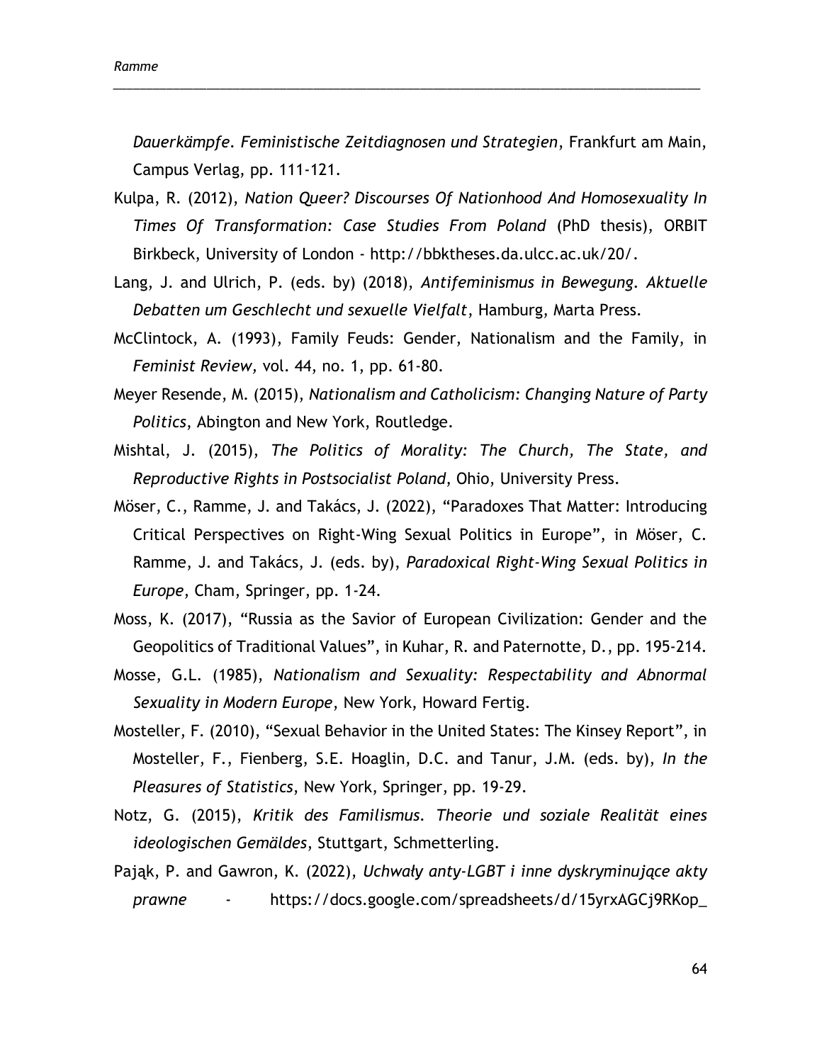*Dauerkämpfe. Feministische Zeitdiagnosen und Strategien*, Frankfurt am Main, Campus Verlag, pp. 111-121.

Kulpa, R. (2012), *Nation Queer? Discourses Of Nationhood And Homosexuality In Times Of Transformation: Case Studies From Poland* (PhD thesis), ORBIT Birkbeck, University of London - http://bbktheses.da.ulcc.ac.uk/20/.

Lang, J. and Ulrich, P. (eds. by) (2018), *Antifeminismus in Bewegung. Aktuelle Debatten um Geschlecht und sexuelle Vielfalt*, Hamburg, Marta Press.

McClintock, A. (1993), Family Feuds: Gender, Nationalism and the Family, in *Feminist Review,* vol. 44, no. 1, pp. 61-80.

Meyer Resende, M. (2015), *Nationalism and Catholicism: Changing Nature of Party Politics*, Abington and New York, Routledge.

Mishtal, J. (2015), *The Politics of Morality: The Church, The State, and Reproductive Rights in Postsocialist Poland*, Ohio, University Press.

Möser, C., Ramme, J. and Takács, J. (2022), "Paradoxes That Matter: Introducing Critical Perspectives on Right-Wing Sexual Politics in Europe", in Möser, C. Ramme, J. and Takács, J. (eds. by), *Paradoxical Right-Wing Sexual Politics in Europe*, Cham, Springer, pp. 1-24.

Moss, K. (2017), "Russia as the Savior of European Civilization: Gender and the Geopolitics of Traditional Values", in Kuhar, R. and Paternotte, D., pp. 195-214.

Mosse, G.L. (1985), *Nationalism and Sexuality: Respectability and Abnormal Sexuality in Modern Europe*, New York, Howard Fertig.

Mosteller, F. (2010), "Sexual Behavior in the United States: The Kinsey Report", in Mosteller, F., Fienberg, S.E. Hoaglin, D.C. and Tanur, J.M. (eds. by), *In the Pleasures of Statistics*, New York, Springer, pp. 19-29.

Notz, G. (2015), *Kritik des Familismus. Theorie und soziale Realität eines ideologischen Gemäldes*, Stuttgart, Schmetterling.

Pająk, P. and Gawron, K. (2022), *Uchwały anty-LGBT i inne dyskryminujące akty prawne* - https://docs.google.com/spreadsheets/d/15yrxAGCj9RKop_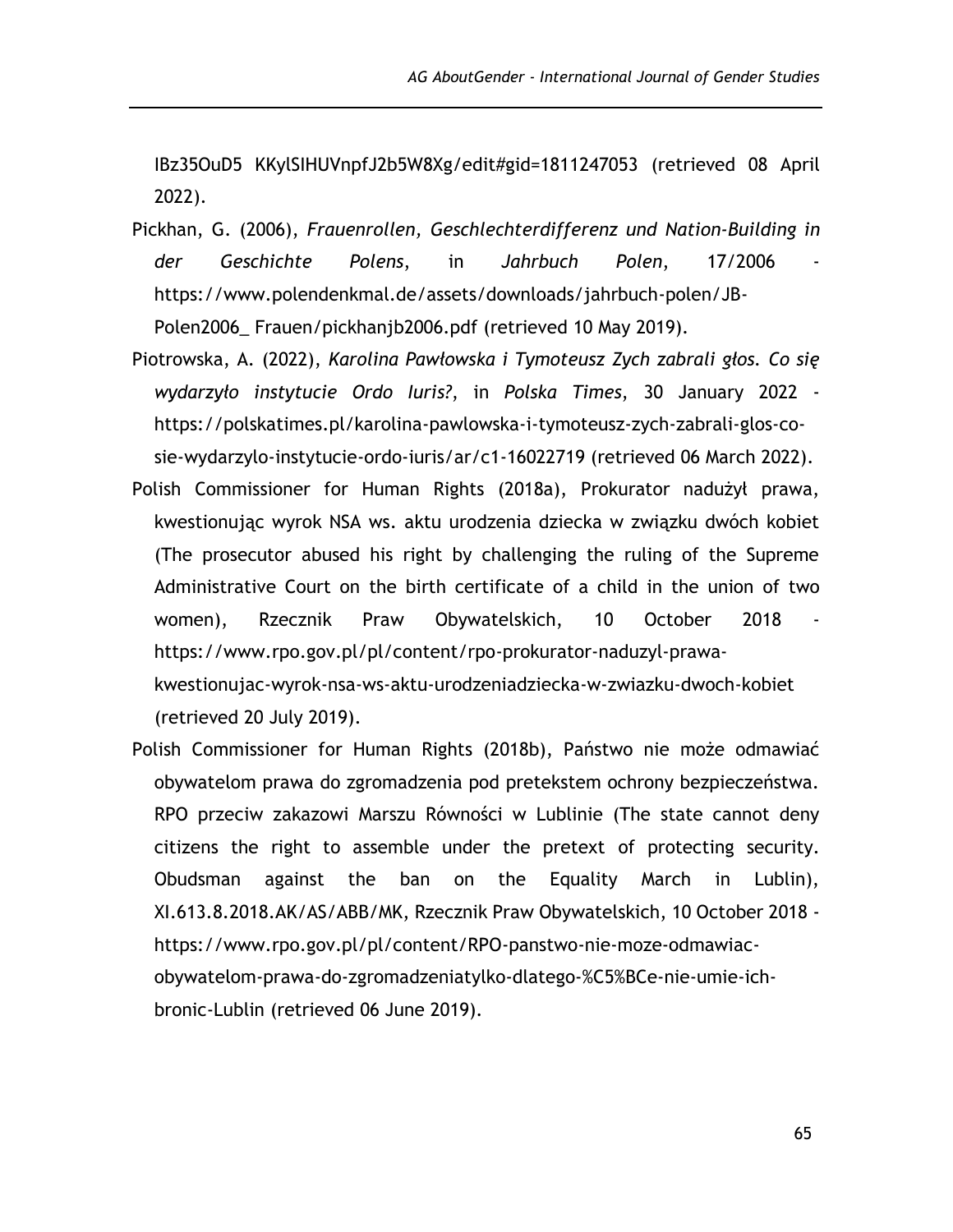IBz35OuD5 KKylSIHUVnpfJ2b5W8Xg/edit#gid=1811247053 (retrieved 08 April 2022).

Pickhan, G. (2006), *Frauenrollen, Geschlechterdifferenz und Nation-Building in der Geschichte Polens*, in *Jahrbuch Polen*, 17/2006 - https://www.polendenkmal.de/assets/downloads/jahrbuch-polen/JB-Polen2006_ Frauen/pickhanjb2006.pdf (retrieved 10 May 2019).

Piotrowska, A. (2022), *Karolina Pawłowska i Tymoteusz Zych zabrali głos. Co się wydarzyło instytucie Ordo Iuris?*, in *Polska Times*, 30 January 2022 - https://polskatimes.pl/karolina-pawlowska-i-tymoteusz-zych-zabrali-glos-co-sie-wydarzylo-instytucie-ordo-iuris/ar/c1-16022719 (retrieved 06 March 2022).

Polish Commissioner for Human Rights (2018a), Prokurator nadużył prawa, kwestionując wyrok NSA ws. aktu urodzenia dziecka w związku dwóch kobiet (The prosecutor abused his right by challenging the ruling of the Supreme Administrative Court on the birth certificate of a child in the union of two women), Rzecznik Praw Obywatelskich, 10 October 2018 - https://www.rpo.gov.pl/pl/content/rpo-prokurator-naduzyl-prawa-kwestionujac-wyrok-nsa-ws-aktu-urodzeniadziecka-w-zwiazku-dwoch-kobiet (retrieved 20 July 2019).

Polish Commissioner for Human Rights (2018b), Państwo nie może odmawiać obywatelom prawa do zgromadzenia pod pretekstem ochrony bezpieczeństwa. RPO przeciw zakazowi Marszu Równości w Lublinie (The state cannot deny citizens the right to assemble under the pretext of protecting security. Obudsman against the ban on the Equality March in Lublin), XI.613.8.2018.AK/AS/ABB/MK, Rzecznik Praw Obywatelskich, 10 October 2018 - https://www.rpo.gov.pl/pl/content/RPO-panstwo-nie-moze-odmawiac-obywatelom-prawa-do-zgromadzeniatylko-dlatego-%C5%BCe-nie-umie-ich-bronic-Lublin (retrieved 06 June 2019).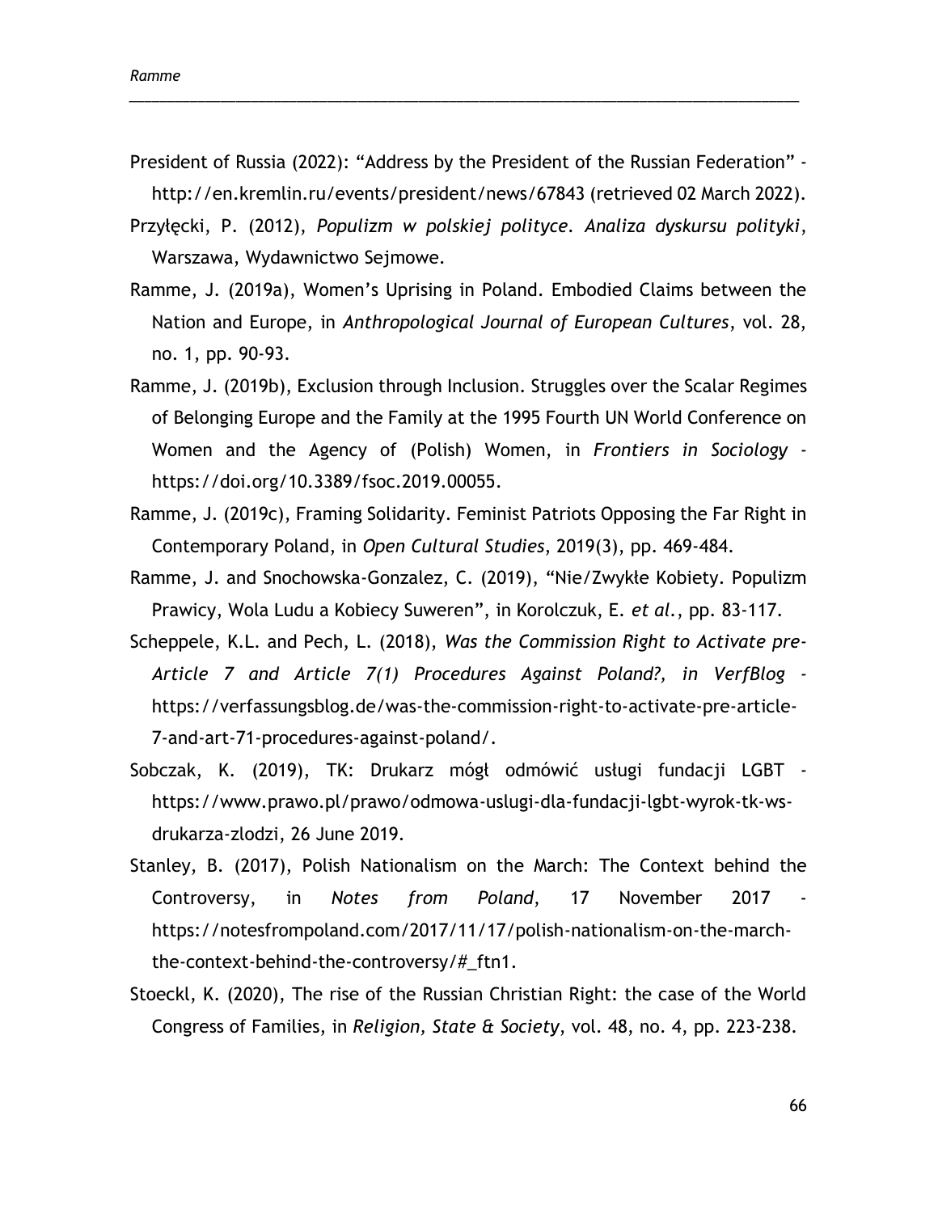President of Russia (2022): “Address by the President of the Russian Federation” - http://en.kremlin.ru/events/president/news/67843 (retrieved 02 March 2022).

Przyłęcki, P. (2012), *Populizm w polskiej polityce. Analiza dyskursu polityki*, Warszawa, Wydawnictwo Sejmowe.

Ramme, J. (2019a), Women’s Uprising in Poland. Embodied Claims between the Nation and Europe, in *Anthropological Journal of European Cultures*, vol. 28, no. 1, pp. 90-93.

Ramme, J. (2019b), Exclusion through Inclusion. Struggles over the Scalar Regimes of Belonging Europe and the Family at the 1995 Fourth UN World Conference on Women and the Agency of (Polish) Women, in *Frontiers in Sociology* - https://doi.org/10.3389/fsoc.2019.00055.

Ramme, J. (2019c), Framing Solidarity. Feminist Patriots Opposing the Far Right in Contemporary Poland, in *Open Cultural Studies*, 2019(3), pp. 469-484.

Ramme, J. and Snochowska-Gonzalez, C. (2019), “Nie/Zwykłe Kobiety. Populizm Prawicy, Wola Ludu a Kobiecy Suweren”, in Korolczuk, E. *et al.*, pp. 83-117.

Scheppele, K.L. and Pech, L. (2018), *Was the Commission Right to Activate pre-Article 7 and Article 7(1) Procedures Against Poland?, in VerfBlog* - https://verfassungsblog.de/was-the-commission-right-to-activate-pre-article-7-and-art-71-procedures-against-poland/.

Sobczak, K. (2019), TK: Drukarz mógł odmówić usługi fundacji LGBT - https://www.prawo.pl/prawo/odmowa-uslugi-dla-fundacji-lgbt-wyrok-tk-ws-drukarza-zlodzi, 26 June 2019.

Stanley, B. (2017), Polish Nationalism on the March: The Context behind the Controversy, in *Notes from Poland*, 17 November 2017 - https://notesfrompoland.com/2017/11/17/polish-nationalism-on-the-march-the-context-behind-the-controversy/#_ftn1.

Stoeckl, K. (2020), The rise of the Russian Christian Right: the case of the World Congress of Families, in *Religion, State & Society*, vol. 48, no. 4, pp. 223-238.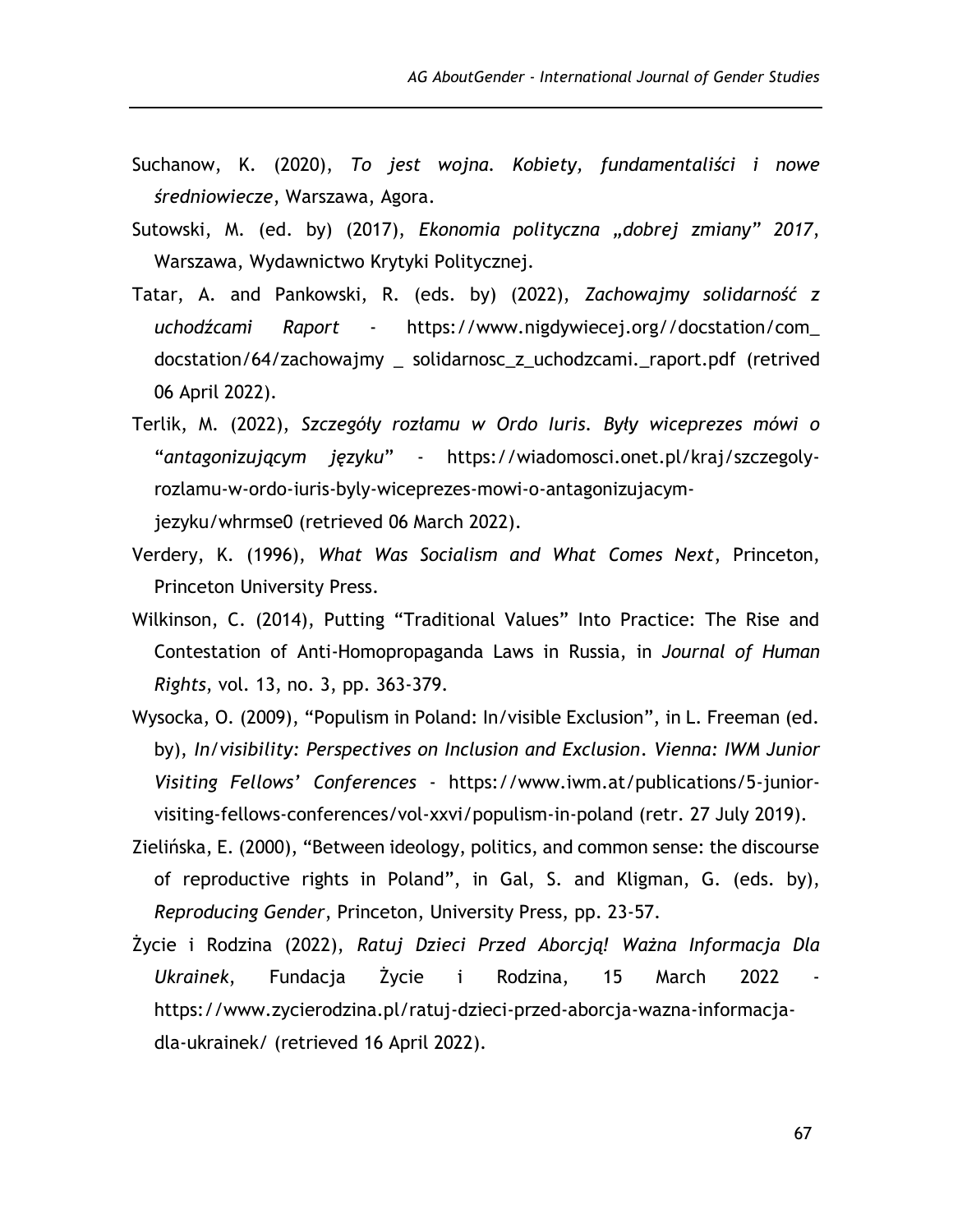Suchanow, K. (2020), *To jest wojna. Kobiety, fundamentaliści i nowe średniowiecze*, Warszawa, Agora.

Sutowski, M. (ed. by) (2017), *Ekonomia polityczna „dobrej zmiany" 2017*, Warszawa, Wydawnictwo Krytyki Politycznej.

Tatar, A. and Pankowski, R. (eds. by) (2022), *Zachowajmy solidarność z uchodźcami Raport* - https://www.nigdywiecej.org//docstation/com_ docstation/64/zachowajmy _ solidarnosc_z_uchodzcami._raport.pdf (retrived 06 April 2022).

Terlik, M. (2022), *Szczegóły rozłamu w Ordo Iuris. Były wiceprezes mówi o "antagonizującym języku"* - https://wiadomosci.onet.pl/kraj/szczegoly-rozlamu-w-ordo-iuris-byly-wiceprezes-mowi-o-antagonizujacym-jezyku/whrmse0 (retrieved 06 March 2022).

Verdery, K. (1996), *What Was Socialism and What Comes Next*, Princeton, Princeton University Press.

Wilkinson, C. (2014), Putting "Traditional Values" Into Practice: The Rise and Contestation of Anti-Homopropaganda Laws in Russia, in *Journal of Human Rights*, vol. 13, no. 3, pp. 363-379.

Wysocka, O. (2009), "Populism in Poland: In/visible Exclusion", in L. Freeman (ed. by), *In/visibility: Perspectives on Inclusion and Exclusion. Vienna: IWM Junior Visiting Fellows' Conferences* - https://www.iwm.at/publications/5-junior-visiting-fellows-conferences/vol-xxvi/populism-in-poland (retr. 27 July 2019).

Zielińska, E. (2000), "Between ideology, politics, and common sense: the discourse of reproductive rights in Poland", in Gal, S. and Kligman, G. (eds. by), *Reproducing Gender*, Princeton, University Press, pp. 23-57.

Życie i Rodzina (2022), *Ratuj Dzieci Przed Aborcją! Ważna Informacja Dla Ukrainek*, Fundacja Życie i Rodzina, 15 March 2022 - https://www.zycierodzina.pl/ratuj-dzieci-przed-aborcja-wazna-informacja-dla-ukrainek/ (retrieved 16 April 2022).